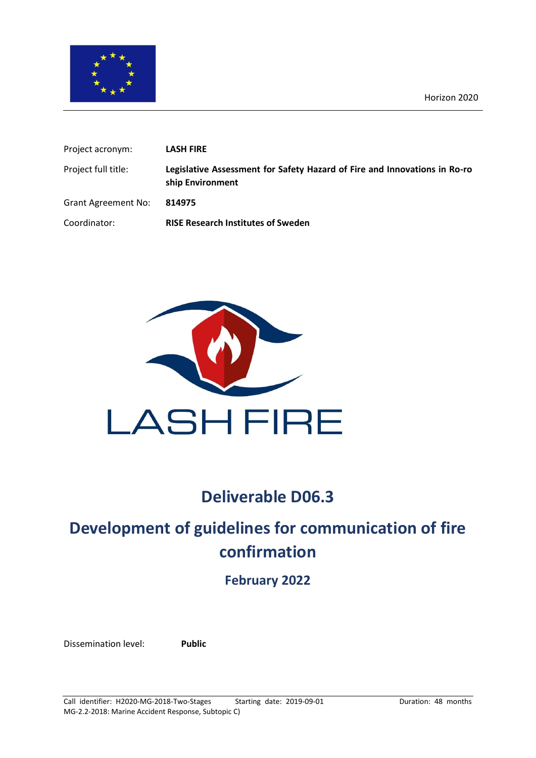Horizon 2020

| | |
|---|---|
| Project acronym: | **LASH FIRE** |
| Project full title: | **Legislative Assessment for Safety Hazard of Fire and Innovations in Ro-ro ship Environment** |
| Grant Agreement No: | **814975** |
| Coordinator: | **RISE Research Institutes of Sweden** |

LASH FIRE

# Deliverable D06.3

# Development of guidelines for communication of fire confirmation

## February 2022

Dissemination level: **Public**

Call identifier: H2020-MG-2018-Two-Stages Starting date: 2019-09-01 Duration: 48 months
MG-2.2-2018: Marine Accident Response, Subtopic C)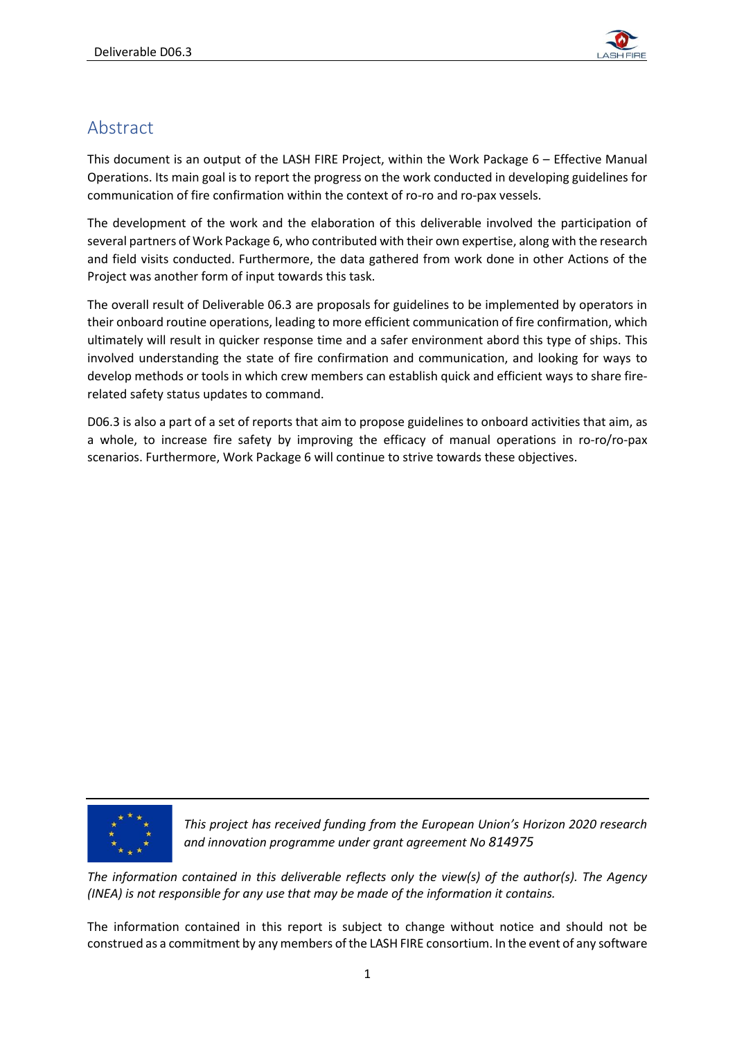# Abstract

This document is an output of the LASH FIRE Project, within the Work Package 6 – Effective Manual Operations. Its main goal is to report the progress on the work conducted in developing guidelines for communication of fire confirmation within the context of ro-ro and ro-pax vessels.

The development of the work and the elaboration of this deliverable involved the participation of several partners of Work Package 6, who contributed with their own expertise, along with the research and field visits conducted. Furthermore, the data gathered from work done in other Actions of the Project was another form of input towards this task.

The overall result of Deliverable 06.3 are proposals for guidelines to be implemented by operators in their onboard routine operations, leading to more efficient communication of fire confirmation, which ultimately will result in quicker response time and a safer environment abord this type of ships. This involved understanding the state of fire confirmation and communication, and looking for ways to develop methods or tools in which crew members can establish quick and efficient ways to share fire-related safety status updates to command.

D06.3 is also a part of a set of reports that aim to propose guidelines to onboard activities that aim, as a whole, to increase fire safety by improving the efficacy of manual operations in ro-ro/ro-pax scenarios. Furthermore, Work Package 6 will continue to strive towards these objectives.

*This project has received funding from the European Union's Horizon 2020 research and innovation programme under grant agreement No 814975*

*The information contained in this deliverable reflects only the view(s) of the author(s). The Agency (INEA) is not responsible for any use that may be made of the information it contains.*

The information contained in this report is subject to change without notice and should not be construed as a commitment by any members of the LASH FIRE consortium. In the event of any software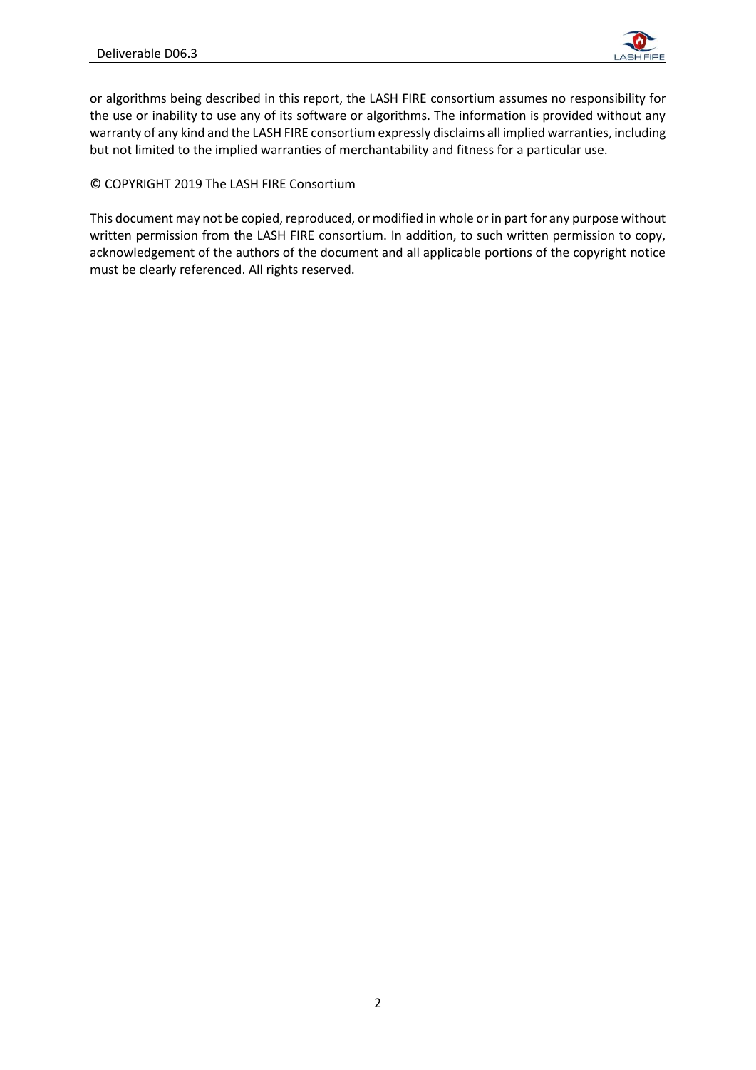or algorithms being described in this report, the LASH FIRE consortium assumes no responsibility for the use or inability to use any of its software or algorithms. The information is provided without any warranty of any kind and the LASH FIRE consortium expressly disclaims all implied warranties, including but not limited to the implied warranties of merchantability and fitness for a particular use.

© COPYRIGHT 2019 The LASH FIRE Consortium

This document may not be copied, reproduced, or modified in whole or in part for any purpose without written permission from the LASH FIRE consortium. In addition, to such written permission to copy, acknowledgement of the authors of the document and all applicable portions of the copyright notice must be clearly referenced. All rights reserved.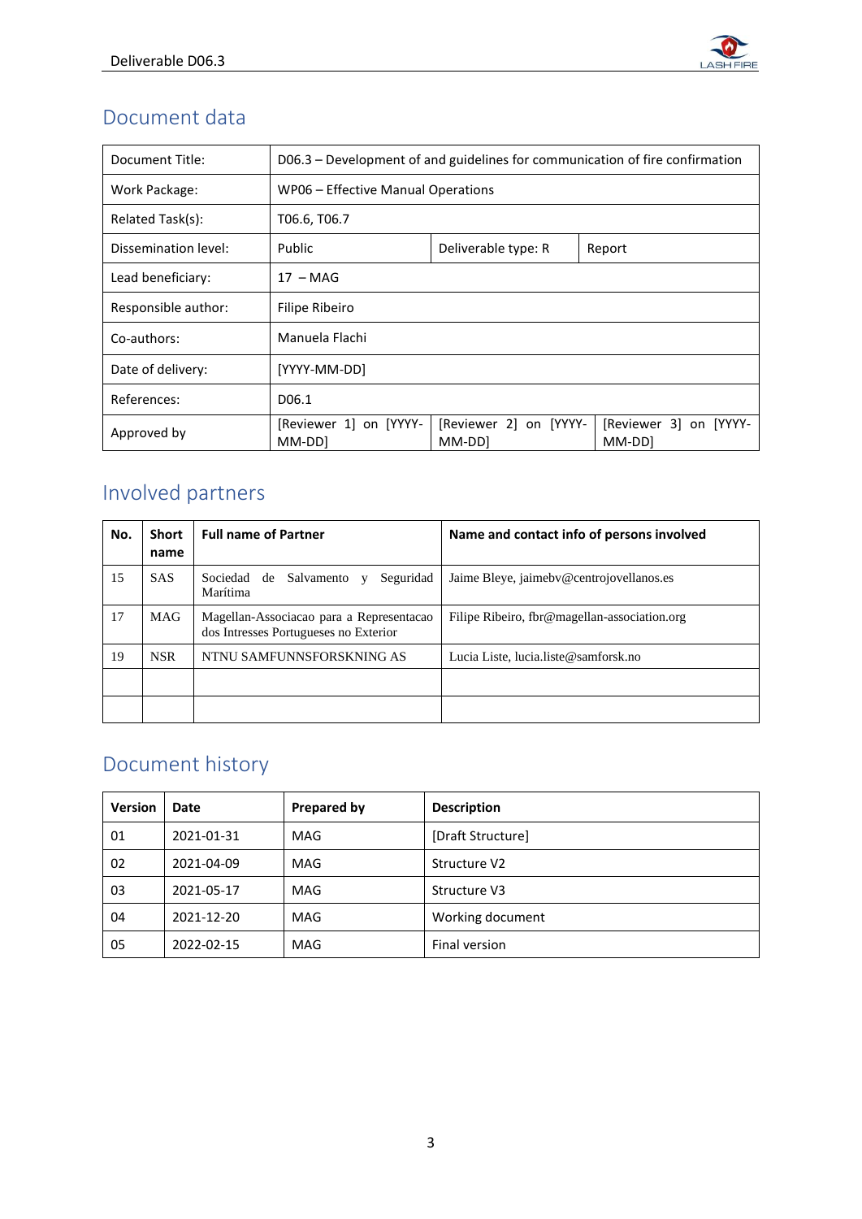## Document data

| Document Title: | D06.3 – Development of and guidelines for communication of fire confirmation | | |
|---|---|---|---|
| Work Package: | WP06 – Effective Manual Operations | | |
| Related Task(s): | T06.6, T06.7 | | |
| Dissemination level: | Public | Deliverable type: R | Report |
| Lead beneficiary: | 17 – MAG | | |
| Responsible author: | Filipe Ribeiro | | |
| Co-authors: | Manuela Flachi | | |
| Date of delivery: | [YYYY-MM-DD] | | |
| References: | D06.1 | | |
| Approved by | [Reviewer 1] on [YYYY-MM-DD] | [Reviewer 2] on [YYYY-MM-DD] | [Reviewer 3] on [YYYY-MM-DD] |

## Involved partners

| No. | Short name | Full name of Partner | Name and contact info of persons involved |
|---|---|---|---|
| 15 | SAS | Sociedad de Salvamento y Seguridad Marítima | Jaime Bleye, jaimebv@centrojovellanos.es |
| 17 | MAG | Magellan-Associacao para a Representacao dos Intresses Portugueses no Exterior | Filipe Ribeiro, fbr@magellan-association.org |
| 19 | NSR | NTNU SAMFUNNSFORSKNING AS | Lucia Liste, lucia.liste@samforsk.no |
| | | | |
| | | | |

## Document history

| Version | Date | Prepared by | Description |
|---|---|---|---|
| 01 | 2021-01-31 | MAG | [Draft Structure] |
| 02 | 2021-04-09 | MAG | Structure V2 |
| 03 | 2021-05-17 | MAG | Structure V3 |
| 04 | 2021-12-20 | MAG | Working document |
| 05 | 2022-02-15 | MAG | Final version |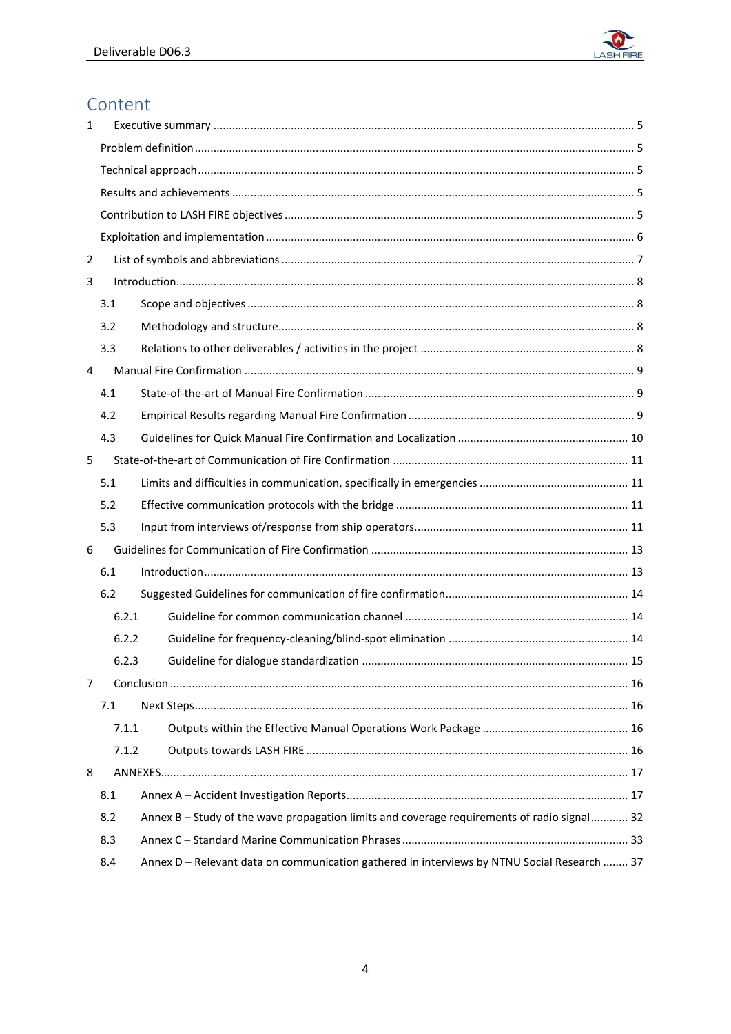# Content

1 Executive summary ..... 5

Problem definition ..... 5

Technical approach ..... 5

Results and achievements ..... 5

Contribution to LASH FIRE objectives ..... 5

Exploitation and implementation ..... 6

2 List of symbols and abbreviations ..... 7

3 Introduction ..... 8

3.1 Scope and objectives ..... 8

3.2 Methodology and structure ..... 8

3.3 Relations to other deliverables / activities in the project ..... 8

4 Manual Fire Confirmation ..... 9

4.1 State-of-the-art of Manual Fire Confirmation ..... 9

4.2 Empirical Results regarding Manual Fire Confirmation ..... 9

4.3 Guidelines for Quick Manual Fire Confirmation and Localization ..... 10

5 State-of-the-art of Communication of Fire Confirmation ..... 11

5.1 Limits and difficulties in communication, specifically in emergencies ..... 11

5.2 Effective communication protocols with the bridge ..... 11

5.3 Input from interviews of/response from ship operators. ..... 11

6 Guidelines for Communication of Fire Confirmation ..... 13

6.1 Introduction ..... 13

6.2 Suggested Guidelines for communication of fire confirmation ..... 14

6.2.1 Guideline for common communication channel ..... 14

6.2.2 Guideline for frequency-cleaning/blind-spot elimination ..... 14

6.2.3 Guideline for dialogue standardization ..... 15

7 Conclusion ..... 16

7.1 Next Steps ..... 16

7.1.1 Outputs within the Effective Manual Operations Work Package ..... 16

7.1.2 Outputs towards LASH FIRE ..... 16

8 ANNEXES ..... 17

8.1 Annex A – Accident Investigation Reports ..... 17

8.2 Annex B – Study of the wave propagation limits and coverage requirements of radio signal ..... 32

8.3 Annex C – Standard Marine Communication Phrases ..... 33

8.4 Annex D – Relevant data on communication gathered in interviews by NTNU Social Research ..... 37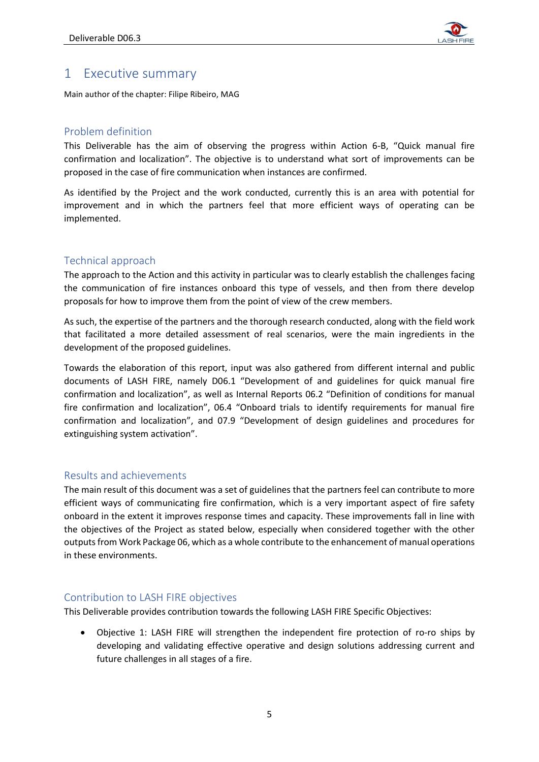# 1 Executive summary

Main author of the chapter: Filipe Ribeiro, MAG

## Problem definition

This Deliverable has the aim of observing the progress within Action 6-B, "Quick manual fire confirmation and localization". The objective is to understand what sort of improvements can be proposed in the case of fire communication when instances are confirmed.

As identified by the Project and the work conducted, currently this is an area with potential for improvement and in which the partners feel that more efficient ways of operating can be implemented.

## Technical approach

The approach to the Action and this activity in particular was to clearly establish the challenges facing the communication of fire instances onboard this type of vessels, and then from there develop proposals for how to improve them from the point of view of the crew members.

As such, the expertise of the partners and the thorough research conducted, along with the field work that facilitated a more detailed assessment of real scenarios, were the main ingredients in the development of the proposed guidelines.

Towards the elaboration of this report, input was also gathered from different internal and public documents of LASH FIRE, namely D06.1 "Development of and guidelines for quick manual fire confirmation and localization", as well as Internal Reports 06.2 "Definition of conditions for manual fire confirmation and localization", 06.4 "Onboard trials to identify requirements for manual fire confirmation and localization", and 07.9 "Development of design guidelines and procedures for extinguishing system activation".

## Results and achievements

The main result of this document was a set of guidelines that the partners feel can contribute to more efficient ways of communicating fire confirmation, which is a very important aspect of fire safety onboard in the extent it improves response times and capacity. These improvements fall in line with the objectives of the Project as stated below, especially when considered together with the other outputs from Work Package 06, which as a whole contribute to the enhancement of manual operations in these environments.

## Contribution to LASH FIRE objectives

This Deliverable provides contribution towards the following LASH FIRE Specific Objectives:

- Objective 1: LASH FIRE will strengthen the independent fire protection of ro-ro ships by developing and validating effective operative and design solutions addressing current and future challenges in all stages of a fire.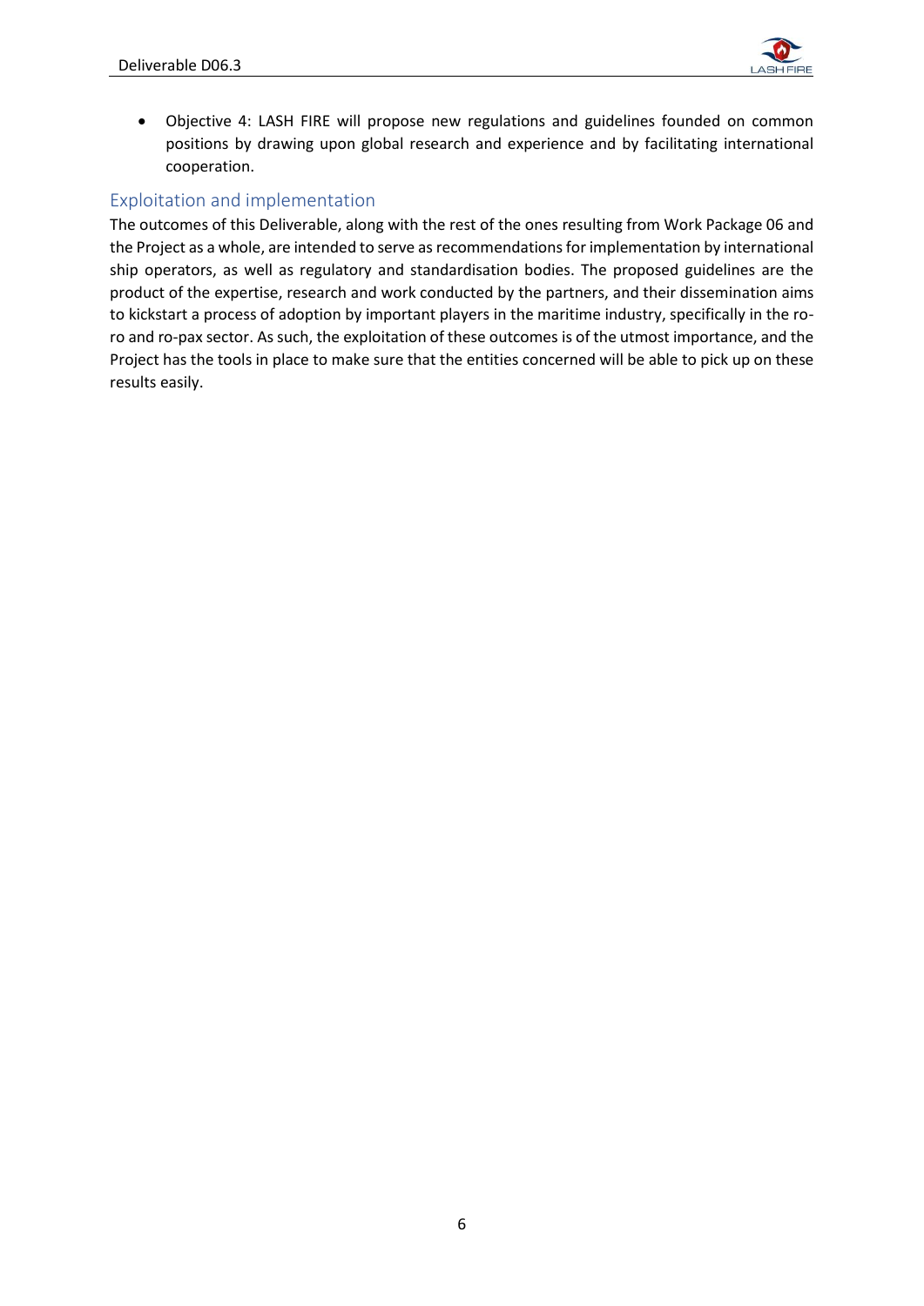- Objective 4: LASH FIRE will propose new regulations and guidelines founded on common positions by drawing upon global research and experience and by facilitating international cooperation.

## Exploitation and implementation

The outcomes of this Deliverable, along with the rest of the ones resulting from Work Package 06 and the Project as a whole, are intended to serve as recommendations for implementation by international ship operators, as well as regulatory and standardisation bodies. The proposed guidelines are the product of the expertise, research and work conducted by the partners, and their dissemination aims to kickstart a process of adoption by important players in the maritime industry, specifically in the ro-ro and ro-pax sector. As such, the exploitation of these outcomes is of the utmost importance, and the Project has the tools in place to make sure that the entities concerned will be able to pick up on these results easily.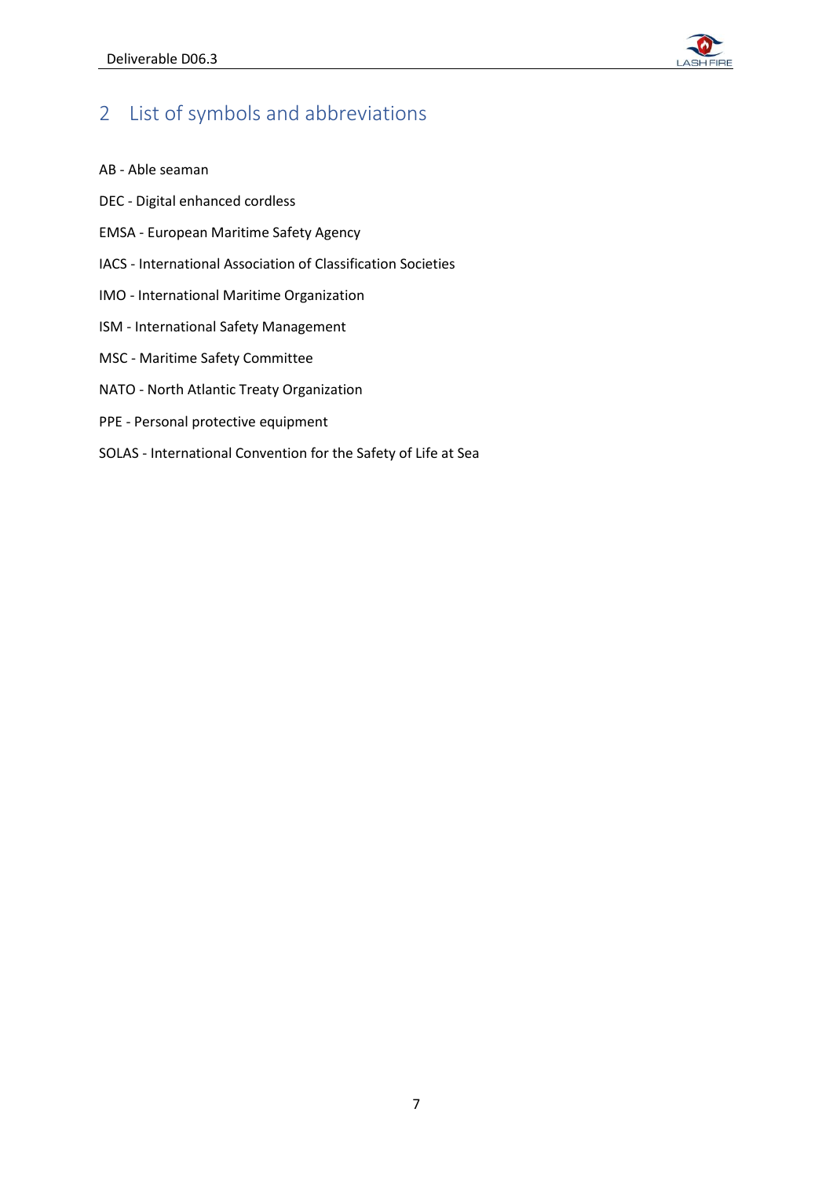# 2 List of symbols and abbreviations

AB - Able seaman

DEC - Digital enhanced cordless

EMSA - European Maritime Safety Agency

IACS - International Association of Classification Societies

IMO - International Maritime Organization

ISM - International Safety Management

MSC - Maritime Safety Committee

NATO - North Atlantic Treaty Organization

PPE - Personal protective equipment

SOLAS - International Convention for the Safety of Life at Sea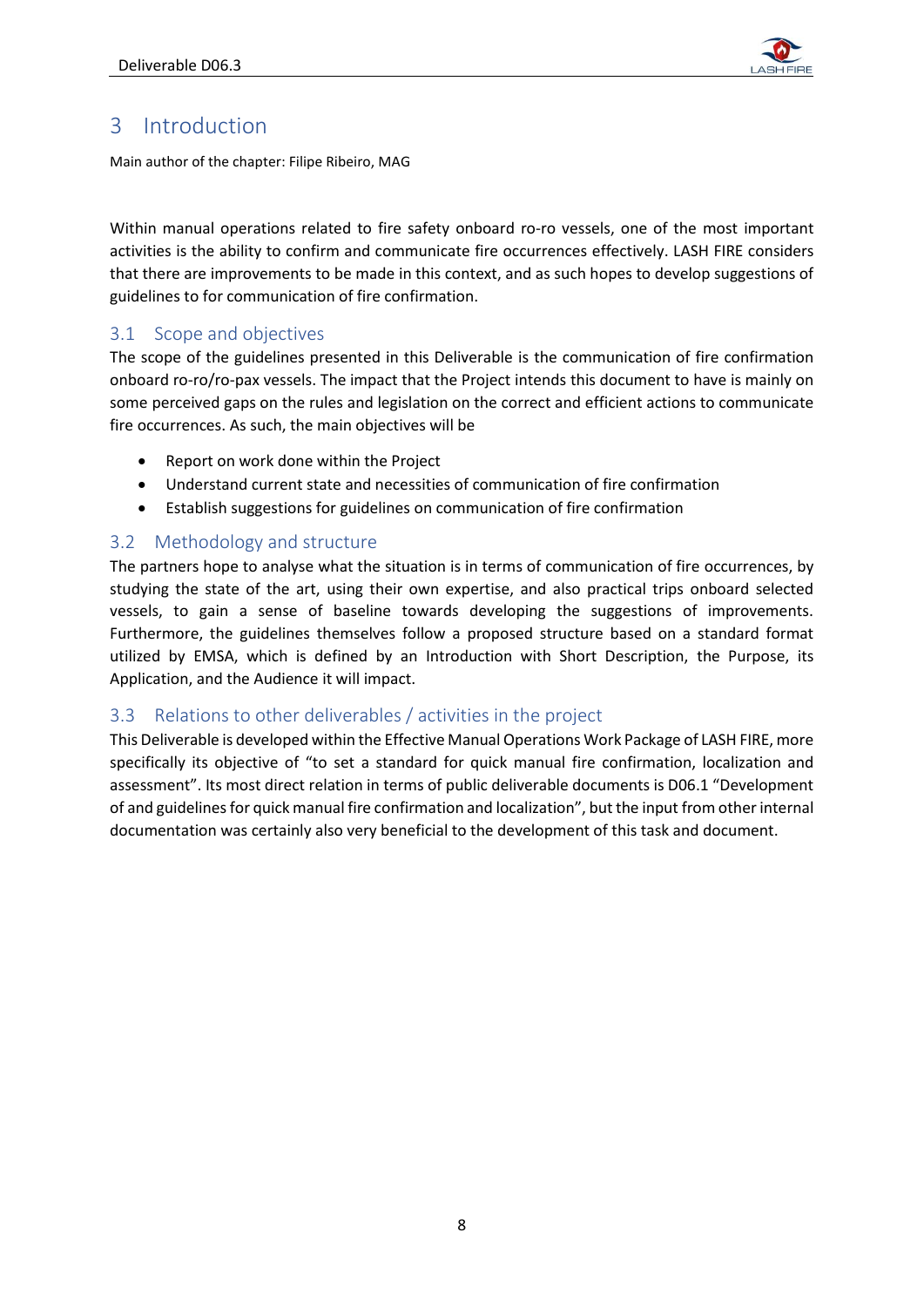# 3 Introduction

Main author of the chapter: Filipe Ribeiro, MAG

Within manual operations related to fire safety onboard ro-ro vessels, one of the most important activities is the ability to confirm and communicate fire occurrences effectively. LASH FIRE considers that there are improvements to be made in this context, and as such hopes to develop suggestions of guidelines to for communication of fire confirmation.

## 3.1 Scope and objectives

The scope of the guidelines presented in this Deliverable is the communication of fire confirmation onboard ro-ro/ro-pax vessels. The impact that the Project intends this document to have is mainly on some perceived gaps on the rules and legislation on the correct and efficient actions to communicate fire occurrences. As such, the main objectives will be

- Report on work done within the Project
- Understand current state and necessities of communication of fire confirmation
- Establish suggestions for guidelines on communication of fire confirmation

## 3.2 Methodology and structure

The partners hope to analyse what the situation is in terms of communication of fire occurrences, by studying the state of the art, using their own expertise, and also practical trips onboard selected vessels, to gain a sense of baseline towards developing the suggestions of improvements. Furthermore, the guidelines themselves follow a proposed structure based on a standard format utilized by EMSA, which is defined by an Introduction with Short Description, the Purpose, its Application, and the Audience it will impact.

## 3.3 Relations to other deliverables / activities in the project

This Deliverable is developed within the Effective Manual Operations Work Package of LASH FIRE, more specifically its objective of "to set a standard for quick manual fire confirmation, localization and assessment". Its most direct relation in terms of public deliverable documents is D06.1 "Development of and guidelines for quick manual fire confirmation and localization", but the input from other internal documentation was certainly also very beneficial to the development of this task and document.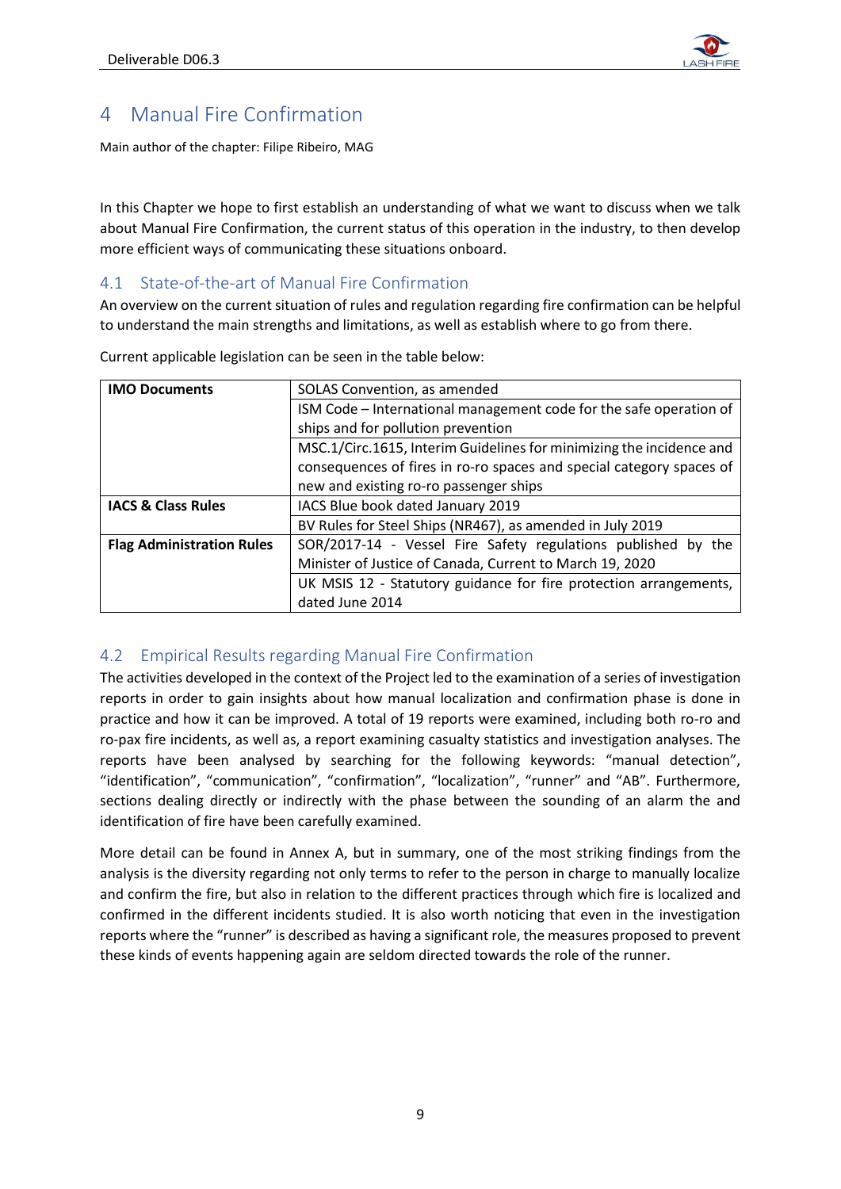# 4 Manual Fire Confirmation

Main author of the chapter: Filipe Ribeiro, MAG

In this Chapter we hope to first establish an understanding of what we want to discuss when we talk about Manual Fire Confirmation, the current status of this operation in the industry, to then develop more efficient ways of communicating these situations onboard.

## 4.1 State-of-the-art of Manual Fire Confirmation

An overview on the current situation of rules and regulation regarding fire confirmation can be helpful to understand the main strengths and limitations, as well as establish where to go from there.

Current applicable legislation can be seen in the table below:

| | |
|---|---|
| **IMO Documents** | SOLAS Convention, as amended |
| | ISM Code – International management code for the safe operation of ships and for pollution prevention |
| | MSC.1/Circ.1615, Interim Guidelines for minimizing the incidence and consequences of fires in ro-ro spaces and special category spaces of new and existing ro-ro passenger ships |
| **IACS & Class Rules** | IACS Blue book dated January 2019 |
| | BV Rules for Steel Ships (NR467), as amended in July 2019 |
| **Flag Administration Rules** | SOR/2017-14 - Vessel Fire Safety regulations published by the Minister of Justice of Canada, Current to March 19, 2020 |
| | UK MSIS 12 - Statutory guidance for fire protection arrangements, dated June 2014 |

## 4.2 Empirical Results regarding Manual Fire Confirmation

The activities developed in the context of the Project led to the examination of a series of investigation reports in order to gain insights about how manual localization and confirmation phase is done in practice and how it can be improved. A total of 19 reports were examined, including both ro-ro and ro-pax fire incidents, as well as, a report examining casualty statistics and investigation analyses. The reports have been analysed by searching for the following keywords: "manual detection", "identification", "communication", "confirmation", "localization", "runner" and "AB". Furthermore, sections dealing directly or indirectly with the phase between the sounding of an alarm the and identification of fire have been carefully examined.

More detail can be found in Annex A, but in summary, one of the most striking findings from the analysis is the diversity regarding not only terms to refer to the person in charge to manually localize and confirm the fire, but also in relation to the different practices through which fire is localized and confirmed in the different incidents studied. It is also worth noticing that even in the investigation reports where the "runner" is described as having a significant role, the measures proposed to prevent these kinds of events happening again are seldom directed towards the role of the runner.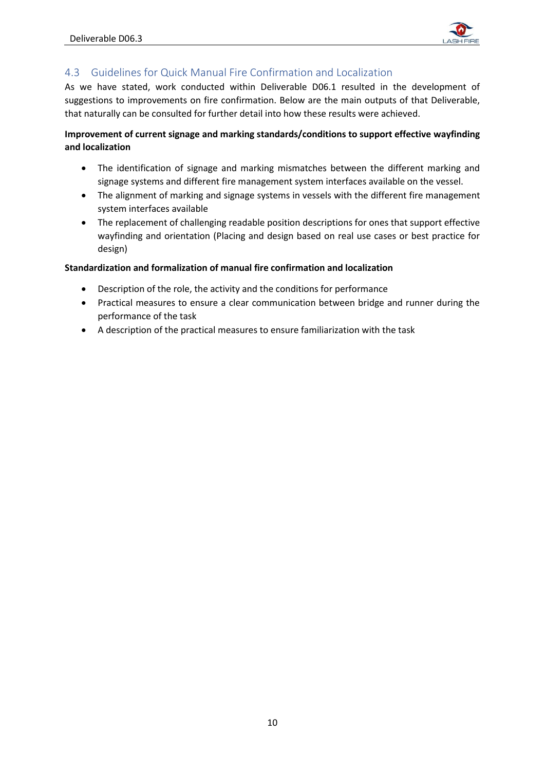## 4.3 Guidelines for Quick Manual Fire Confirmation and Localization

As we have stated, work conducted within Deliverable D06.1 resulted in the development of suggestions to improvements on fire confirmation. Below are the main outputs of that Deliverable, that naturally can be consulted for further detail into how these results were achieved.

**Improvement of current signage and marking standards/conditions to support effective wayfinding and localization**

- The identification of signage and marking mismatches between the different marking and signage systems and different fire management system interfaces available on the vessel.
- The alignment of marking and signage systems in vessels with the different fire management system interfaces available
- The replacement of challenging readable position descriptions for ones that support effective wayfinding and orientation (Placing and design based on real use cases or best practice for design)

**Standardization and formalization of manual fire confirmation and localization**

- Description of the role, the activity and the conditions for performance
- Practical measures to ensure a clear communication between bridge and runner during the performance of the task
- A description of the practical measures to ensure familiarization with the task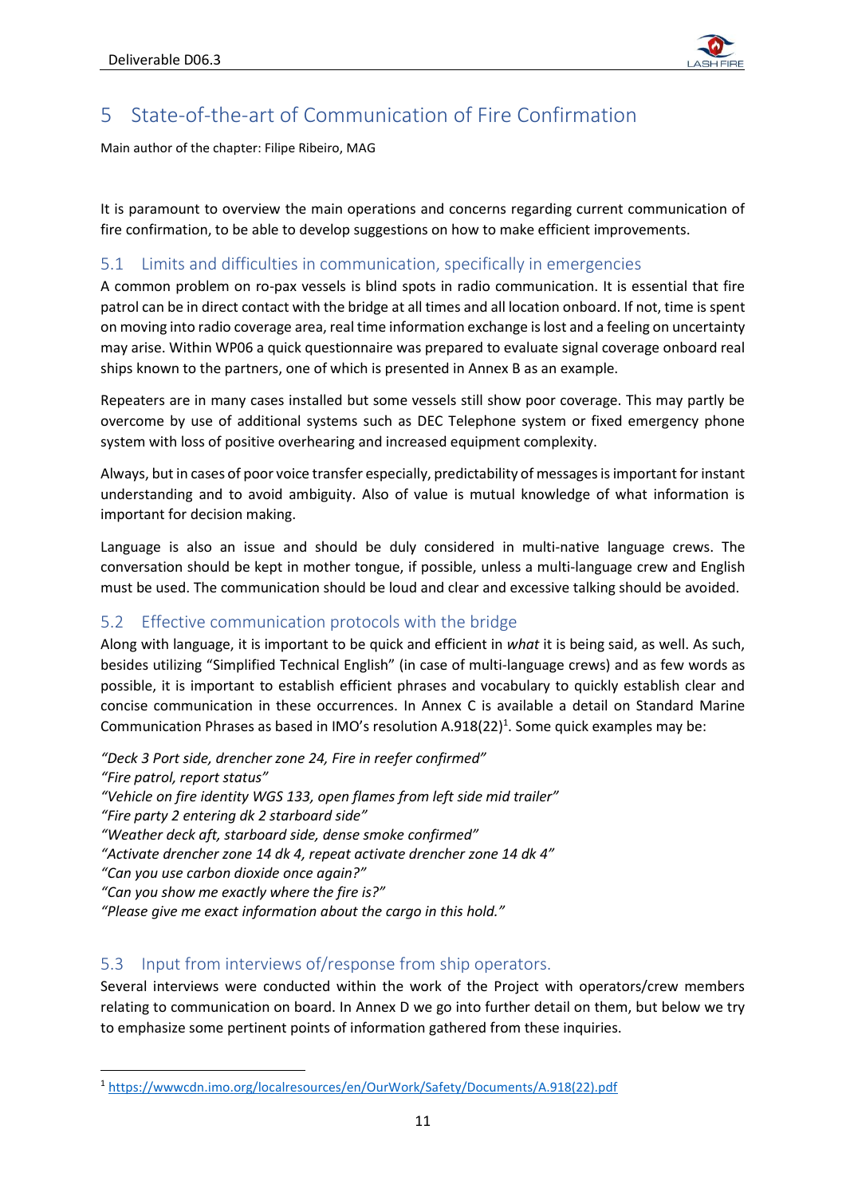# 5 State-of-the-art of Communication of Fire Confirmation

Main author of the chapter: Filipe Ribeiro, MAG

It is paramount to overview the main operations and concerns regarding current communication of fire confirmation, to be able to develop suggestions on how to make efficient improvements.

## 5.1 Limits and difficulties in communication, specifically in emergencies

A common problem on ro-pax vessels is blind spots in radio communication. It is essential that fire patrol can be in direct contact with the bridge at all times and all location onboard. If not, time is spent on moving into radio coverage area, real time information exchange is lost and a feeling on uncertainty may arise. Within WP06 a quick questionnaire was prepared to evaluate signal coverage onboard real ships known to the partners, one of which is presented in Annex B as an example.

Repeaters are in many cases installed but some vessels still show poor coverage. This may partly be overcome by use of additional systems such as DEC Telephone system or fixed emergency phone system with loss of positive overhearing and increased equipment complexity.

Always, but in cases of poor voice transfer especially, predictability of messages is important for instant understanding and to avoid ambiguity. Also of value is mutual knowledge of what information is important for decision making.

Language is also an issue and should be duly considered in multi-native language crews. The conversation should be kept in mother tongue, if possible, unless a multi-language crew and English must be used. The communication should be loud and clear and excessive talking should be avoided.

## 5.2 Effective communication protocols with the bridge

Along with language, it is important to be quick and efficient in *what* it is being said, as well. As such, besides utilizing "Simplified Technical English" (in case of multi-language crews) and as few words as possible, it is important to establish efficient phrases and vocabulary to quickly establish clear and concise communication in these occurrences. In Annex C is available a detail on Standard Marine Communication Phrases as based in IMO's resolution A.918(22)[1]. Some quick examples may be:

*"Deck 3 Port side, drencher zone 24, Fire in reefer confirmed"*
*"Fire patrol, report status"*
*"Vehicle on fire identity WGS 133, open flames from left side mid trailer"*
*"Fire party 2 entering dk 2 starboard side"*
*"Weather deck aft, starboard side, dense smoke confirmed"*
*"Activate drencher zone 14 dk 4, repeat activate drencher zone 14 dk 4"*
*"Can you use carbon dioxide once again?"*
*"Can you show me exactly where the fire is?"*
*"Please give me exact information about the cargo in this hold."*

## 5.3 Input from interviews of/response from ship operators.

Several interviews were conducted within the work of the Project with operators/crew members relating to communication on board. In Annex D we go into further detail on them, but below we try to emphasize some pertinent points of information gathered from these inquiries.

[1] https://wwwcdn.imo.org/localresources/en/OurWork/Safety/Documents/A.918(22).pdf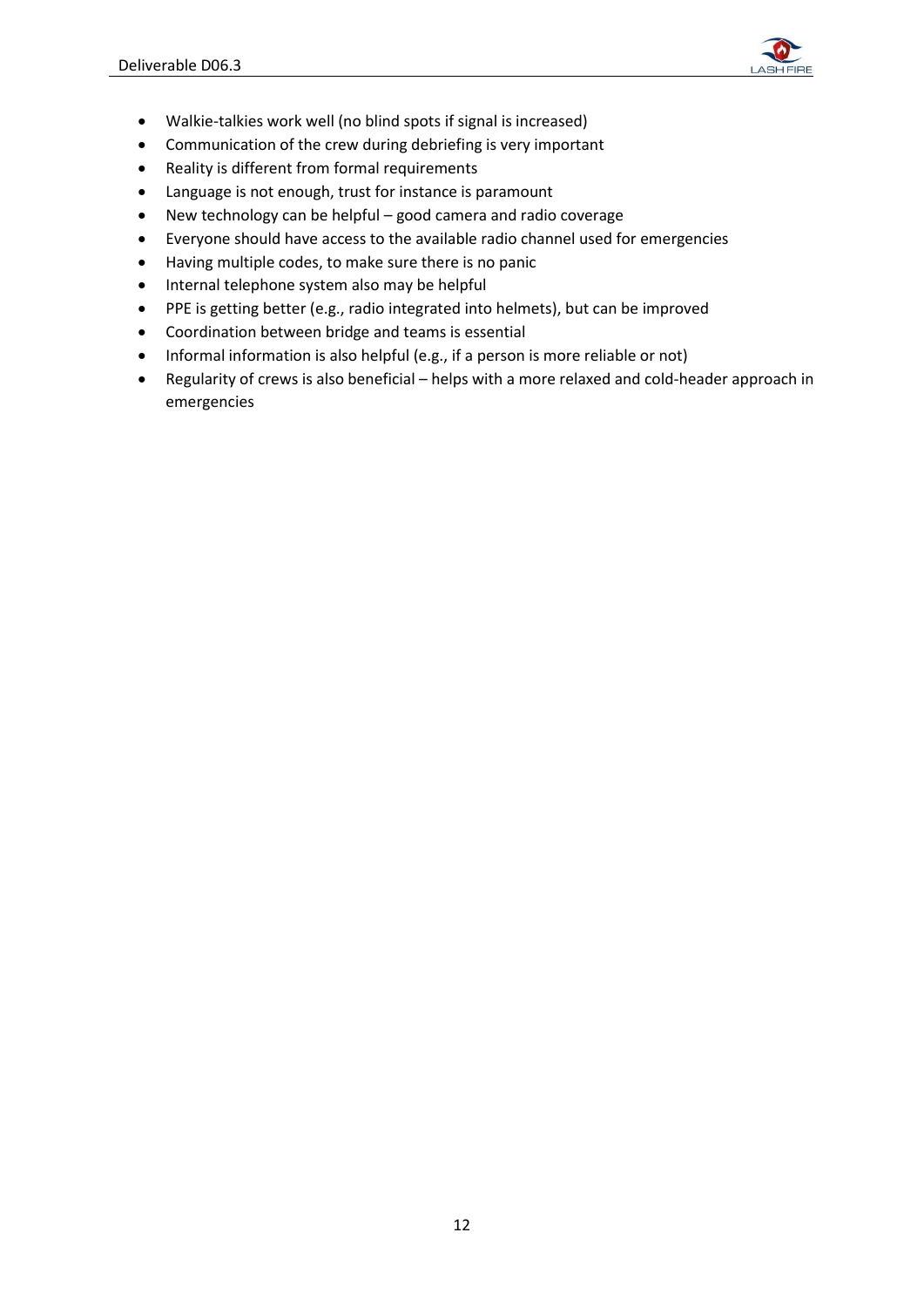- Walkie-talkies work well (no blind spots if signal is increased)
- Communication of the crew during debriefing is very important
- Reality is different from formal requirements
- Language is not enough, trust for instance is paramount
- New technology can be helpful – good camera and radio coverage
- Everyone should have access to the available radio channel used for emergencies
- Having multiple codes, to make sure there is no panic
- Internal telephone system also may be helpful
- PPE is getting better (e.g., radio integrated into helmets), but can be improved
- Coordination between bridge and teams is essential
- Informal information is also helpful (e.g., if a person is more reliable or not)
- Regularity of crews is also beneficial – helps with a more relaxed and cold-header approach in emergencies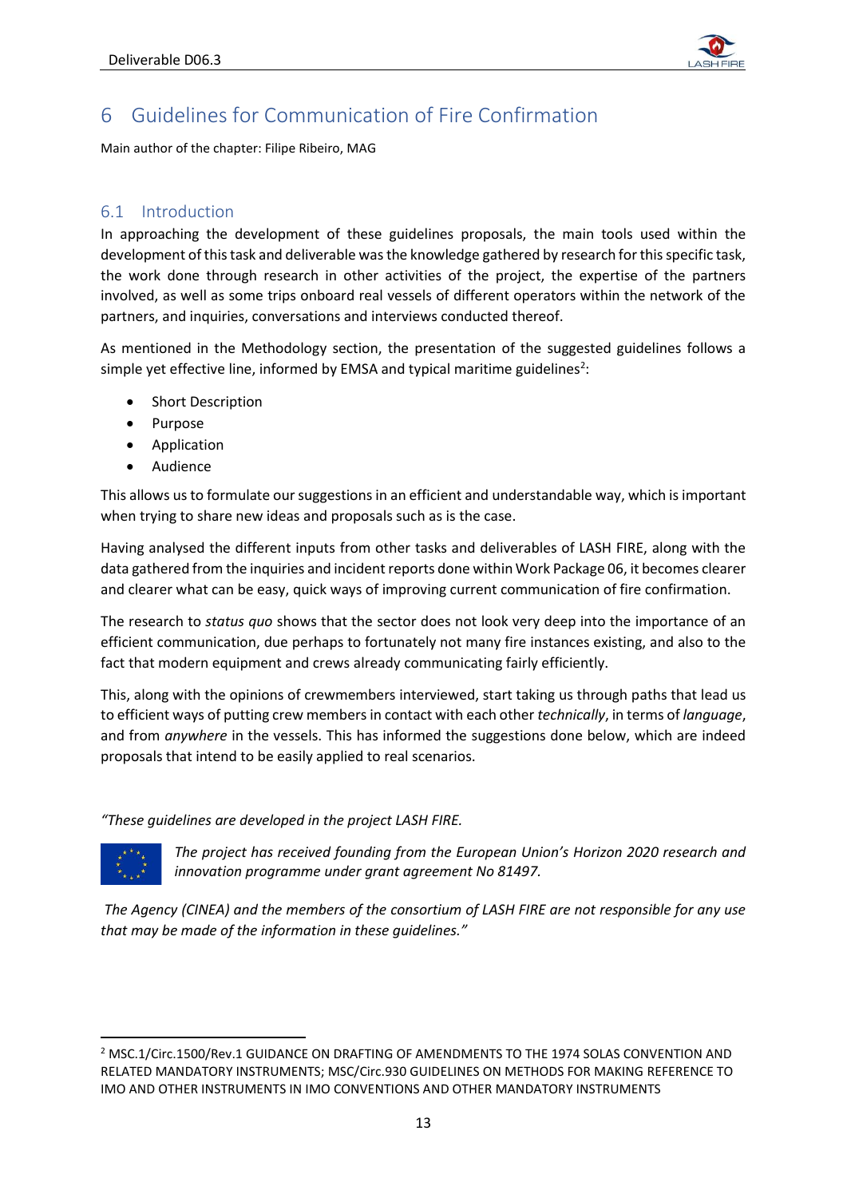# 6 Guidelines for Communication of Fire Confirmation

Main author of the chapter: Filipe Ribeiro, MAG

## 6.1 Introduction

In approaching the development of these guidelines proposals, the main tools used within the development of this task and deliverable was the knowledge gathered by research for this specific task, the work done through research in other activities of the project, the expertise of the partners involved, as well as some trips onboard real vessels of different operators within the network of the partners, and inquiries, conversations and interviews conducted thereof.

As mentioned in the Methodology section, the presentation of the suggested guidelines follows a simple yet effective line, informed by EMSA and typical maritime guidelines[2]:

- Short Description
- Purpose
- Application
- Audience

This allows us to formulate our suggestions in an efficient and understandable way, which is important when trying to share new ideas and proposals such as is the case.

Having analysed the different inputs from other tasks and deliverables of LASH FIRE, along with the data gathered from the inquiries and incident reports done within Work Package 06, it becomes clearer and clearer what can be easy, quick ways of improving current communication of fire confirmation.

The research to *status quo* shows that the sector does not look very deep into the importance of an efficient communication, due perhaps to fortunately not many fire instances existing, and also to the fact that modern equipment and crews already communicating fairly efficiently.

This, along with the opinions of crewmembers interviewed, start taking us through paths that lead us to efficient ways of putting crew members in contact with each other *technically*, in terms of *language*, and from *anywhere* in the vessels. This has informed the suggestions done below, which are indeed proposals that intend to be easily applied to real scenarios.

*"These guidelines are developed in the project LASH FIRE.*

*The project has received founding from the European Union's Horizon 2020 research and innovation programme under grant agreement No 81497.*

*The Agency (CINEA) and the members of the consortium of LASH FIRE are not responsible for any use that may be made of the information in these guidelines."*

---

[2] MSC.1/Circ.1500/Rev.1 GUIDANCE ON DRAFTING OF AMENDMENTS TO THE 1974 SOLAS CONVENTION AND RELATED MANDATORY INSTRUMENTS; MSC/Circ.930 GUIDELINES ON METHODS FOR MAKING REFERENCE TO IMO AND OTHER INSTRUMENTS IN IMO CONVENTIONS AND OTHER MANDATORY INSTRUMENTS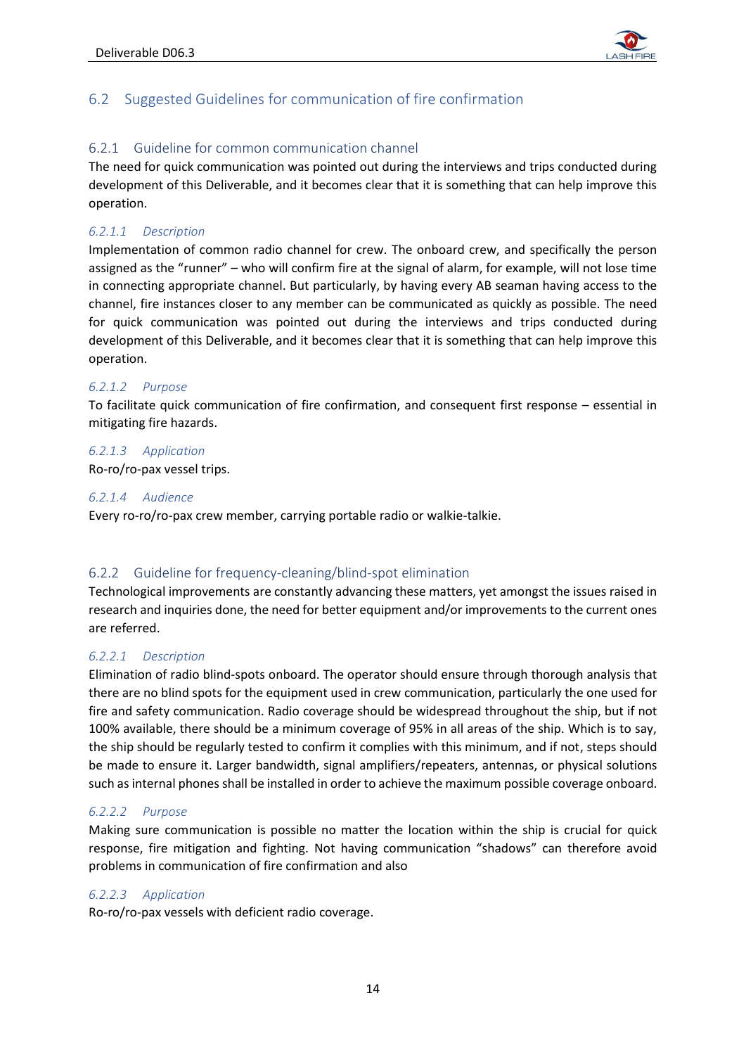## 6.2 Suggested Guidelines for communication of fire confirmation

### 6.2.1 Guideline for common communication channel

The need for quick communication was pointed out during the interviews and trips conducted during development of this Deliverable, and it becomes clear that it is something that can help improve this operation.

#### *6.2.1.1 Description*

Implementation of common radio channel for crew. The onboard crew, and specifically the person assigned as the "runner" – who will confirm fire at the signal of alarm, for example, will not lose time in connecting appropriate channel. But particularly, by having every AB seaman having access to the channel, fire instances closer to any member can be communicated as quickly as possible. The need for quick communication was pointed out during the interviews and trips conducted during development of this Deliverable, and it becomes clear that it is something that can help improve this operation.

#### *6.2.1.2 Purpose*

To facilitate quick communication of fire confirmation, and consequent first response – essential in mitigating fire hazards.

#### *6.2.1.3 Application*

Ro-ro/ro-pax vessel trips.

#### *6.2.1.4 Audience*

Every ro-ro/ro-pax crew member, carrying portable radio or walkie-talkie.

### 6.2.2 Guideline for frequency-cleaning/blind-spot elimination

Technological improvements are constantly advancing these matters, yet amongst the issues raised in research and inquiries done, the need for better equipment and/or improvements to the current ones are referred.

#### *6.2.2.1 Description*

Elimination of radio blind-spots onboard. The operator should ensure through thorough analysis that there are no blind spots for the equipment used in crew communication, particularly the one used for fire and safety communication. Radio coverage should be widespread throughout the ship, but if not 100% available, there should be a minimum coverage of 95% in all areas of the ship. Which is to say, the ship should be regularly tested to confirm it complies with this minimum, and if not, steps should be made to ensure it. Larger bandwidth, signal amplifiers/repeaters, antennas, or physical solutions such as internal phones shall be installed in order to achieve the maximum possible coverage onboard.

#### *6.2.2.2 Purpose*

Making sure communication is possible no matter the location within the ship is crucial for quick response, fire mitigation and fighting. Not having communication "shadows" can therefore avoid problems in communication of fire confirmation and also

#### *6.2.2.3 Application*

Ro-ro/ro-pax vessels with deficient radio coverage.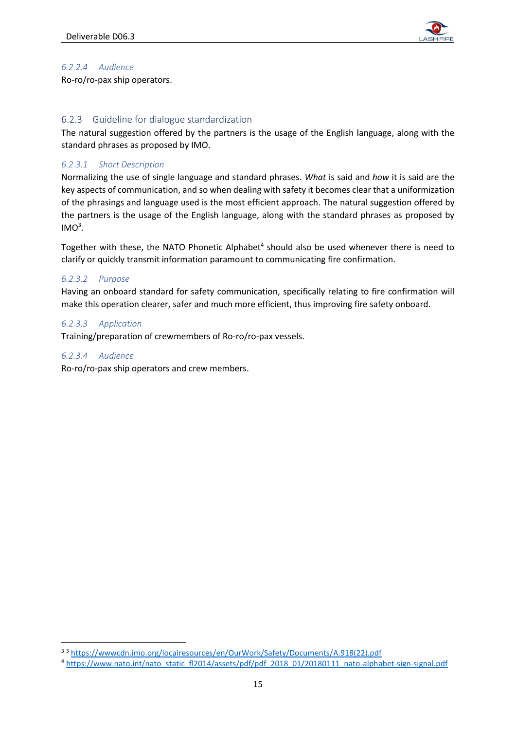#### 6.2.2.4 Audience

Ro-ro/ro-pax ship operators.

### 6.2.3 Guideline for dialogue standardization

The natural suggestion offered by the partners is the usage of the English language, along with the standard phrases as proposed by IMO.

#### 6.2.3.1 Short Description

Normalizing the use of single language and standard phrases. *What* is said and *how* it is said are the key aspects of communication, and so when dealing with safety it becomes clear that a uniformization of the phrasings and language used is the most efficient approach. The natural suggestion offered by the partners is the usage of the English language, along with the standard phrases as proposed by IMO[3].

Together with these, the NATO Phonetic Alphabet[4] should also be used whenever there is need to clarify or quickly transmit information paramount to communicating fire confirmation.

#### 6.2.3.2 Purpose

Having an onboard standard for safety communication, specifically relating to fire confirmation will make this operation clearer, safer and much more efficient, thus improving fire safety onboard.

#### 6.2.3.3 Application

Training/preparation of crewmembers of Ro-ro/ro-pax vessels.

#### 6.2.3.4 Audience

Ro-ro/ro-pax ship operators and crew members.

---

[3] [3] https://wwwcdn.imo.org/localresources/en/OurWork/Safety/Documents/A.918(22).pdf

[4] https://www.nato.int/nato_static_fl2014/assets/pdf/pdf_2018_01/20180111_nato-alphabet-sign-signal.pdf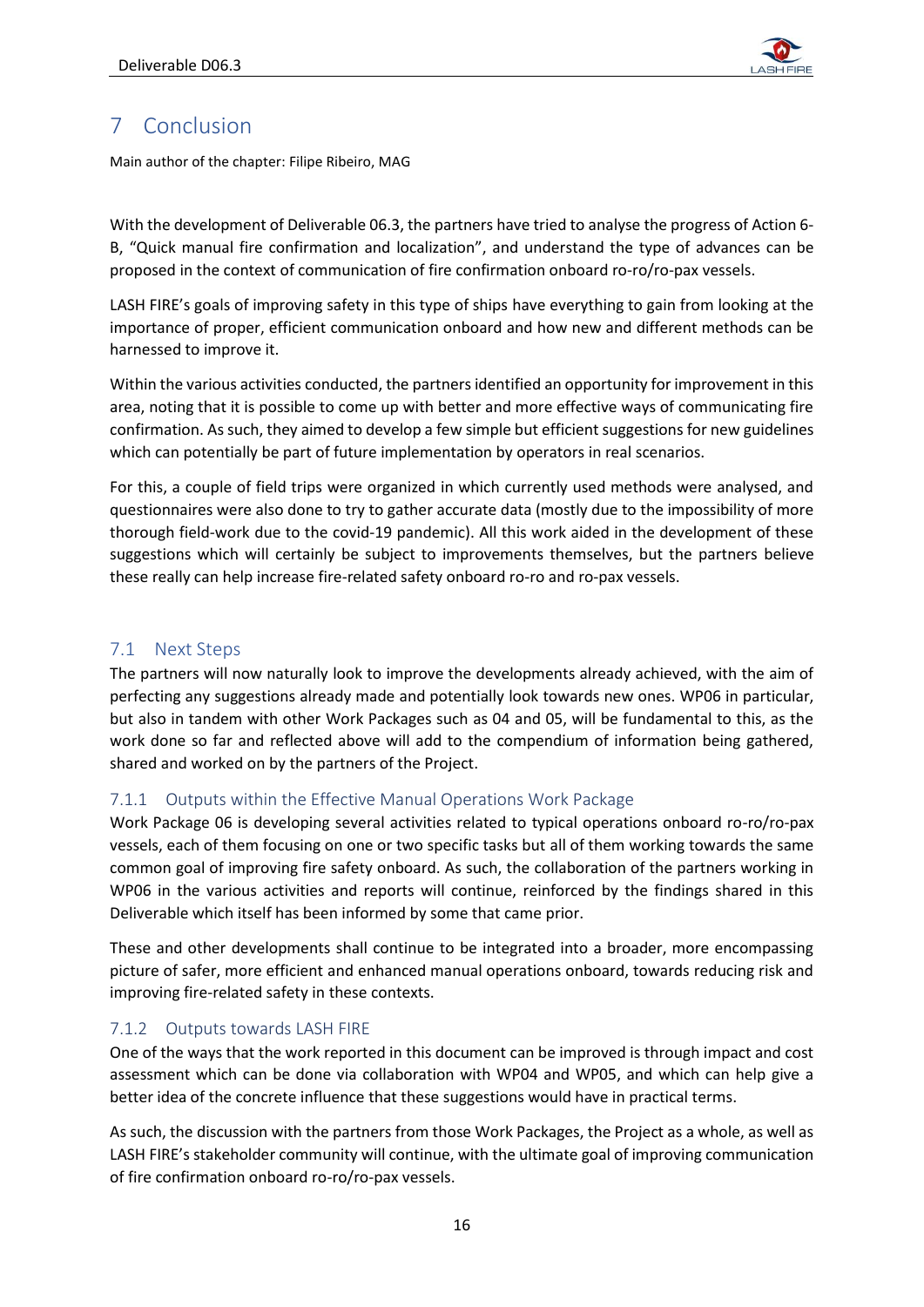# 7 Conclusion

Main author of the chapter: Filipe Ribeiro, MAG

With the development of Deliverable 06.3, the partners have tried to analyse the progress of Action 6-B, "Quick manual fire confirmation and localization", and understand the type of advances can be proposed in the context of communication of fire confirmation onboard ro-ro/ro-pax vessels.

LASH FIRE's goals of improving safety in this type of ships have everything to gain from looking at the importance of proper, efficient communication onboard and how new and different methods can be harnessed to improve it.

Within the various activities conducted, the partners identified an opportunity for improvement in this area, noting that it is possible to come up with better and more effective ways of communicating fire confirmation. As such, they aimed to develop a few simple but efficient suggestions for new guidelines which can potentially be part of future implementation by operators in real scenarios.

For this, a couple of field trips were organized in which currently used methods were analysed, and questionnaires were also done to try to gather accurate data (mostly due to the impossibility of more thorough field-work due to the covid-19 pandemic). All this work aided in the development of these suggestions which will certainly be subject to improvements themselves, but the partners believe these really can help increase fire-related safety onboard ro-ro and ro-pax vessels.

## 7.1 Next Steps

The partners will now naturally look to improve the developments already achieved, with the aim of perfecting any suggestions already made and potentially look towards new ones. WP06 in particular, but also in tandem with other Work Packages such as 04 and 05, will be fundamental to this, as the work done so far and reflected above will add to the compendium of information being gathered, shared and worked on by the partners of the Project.

### 7.1.1 Outputs within the Effective Manual Operations Work Package

Work Package 06 is developing several activities related to typical operations onboard ro-ro/ro-pax vessels, each of them focusing on one or two specific tasks but all of them working towards the same common goal of improving fire safety onboard. As such, the collaboration of the partners working in WP06 in the various activities and reports will continue, reinforced by the findings shared in this Deliverable which itself has been informed by some that came prior.

These and other developments shall continue to be integrated into a broader, more encompassing picture of safer, more efficient and enhanced manual operations onboard, towards reducing risk and improving fire-related safety in these contexts.

### 7.1.2 Outputs towards LASH FIRE

One of the ways that the work reported in this document can be improved is through impact and cost assessment which can be done via collaboration with WP04 and WP05, and which can help give a better idea of the concrete influence that these suggestions would have in practical terms.

As such, the discussion with the partners from those Work Packages, the Project as a whole, as well as LASH FIRE's stakeholder community will continue, with the ultimate goal of improving communication of fire confirmation onboard ro-ro/ro-pax vessels.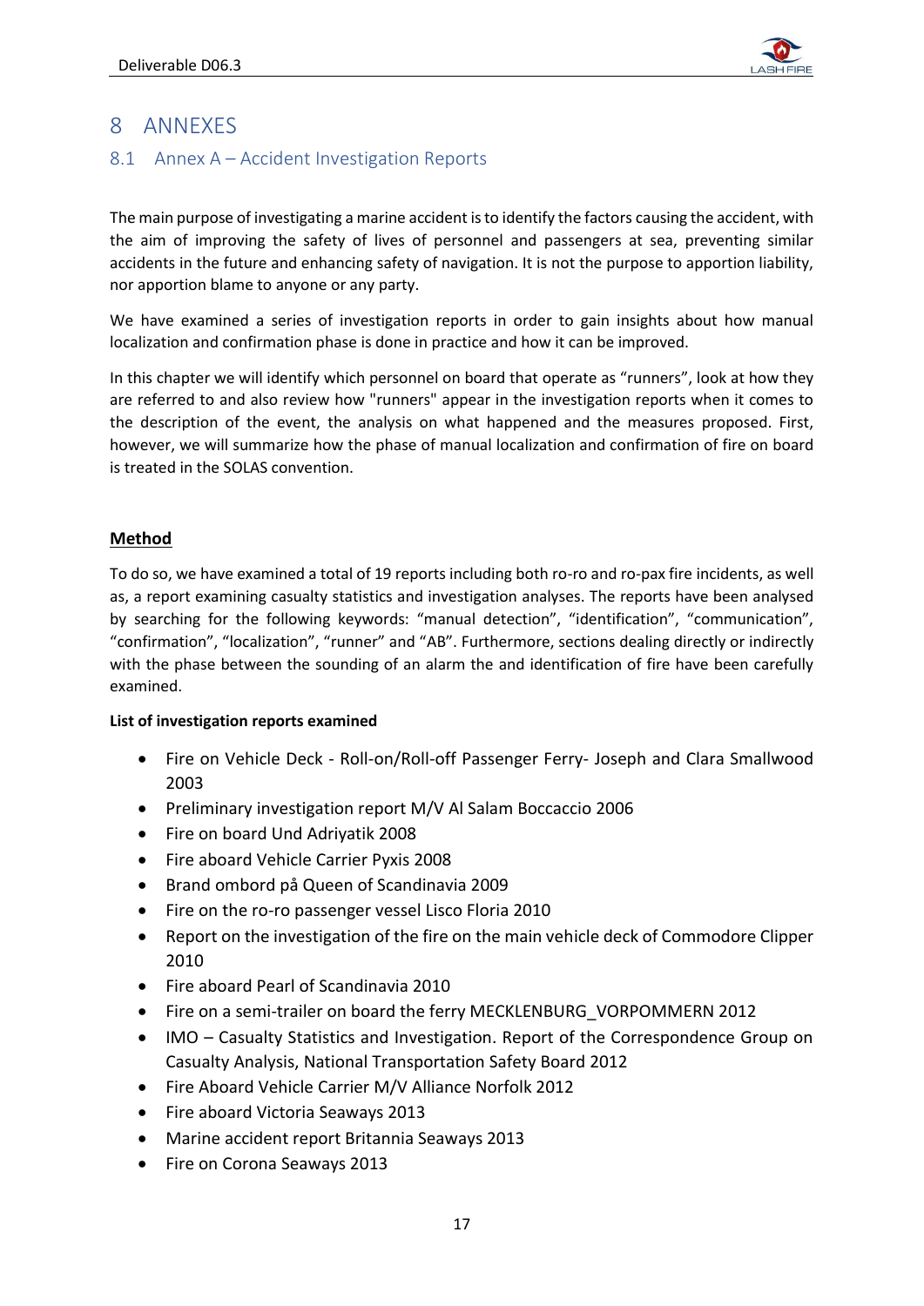# 8 ANNEXES

## 8.1 Annex A – Accident Investigation Reports

The main purpose of investigating a marine accident is to identify the factors causing the accident, with the aim of improving the safety of lives of personnel and passengers at sea, preventing similar accidents in the future and enhancing safety of navigation. It is not the purpose to apportion liability, nor apportion blame to anyone or any party.

We have examined a series of investigation reports in order to gain insights about how manual localization and confirmation phase is done in practice and how it can be improved.

In this chapter we will identify which personnel on board that operate as "runners", look at how they are referred to and also review how "runners" appear in the investigation reports when it comes to the description of the event, the analysis on what happened and the measures proposed. First, however, we will summarize how the phase of manual localization and confirmation of fire on board is treated in the SOLAS convention.

**Method**

To do so, we have examined a total of 19 reports including both ro-ro and ro-pax fire incidents, as well as, a report examining casualty statistics and investigation analyses. The reports have been analysed by searching for the following keywords: "manual detection", "identification", "communication", "confirmation", "localization", "runner" and "AB". Furthermore, sections dealing directly or indirectly with the phase between the sounding of an alarm the and identification of fire have been carefully examined.

**List of investigation reports examined**

- Fire on Vehicle Deck - Roll-on/Roll-off Passenger Ferry- Joseph and Clara Smallwood 2003
- Preliminary investigation report M/V Al Salam Boccaccio 2006
- Fire on board Und Adriyatik 2008
- Fire aboard Vehicle Carrier Pyxis 2008
- Brand ombord på Queen of Scandinavia 2009
- Fire on the ro-ro passenger vessel Lisco Floria 2010
- Report on the investigation of the fire on the main vehicle deck of Commodore Clipper 2010
- Fire aboard Pearl of Scandinavia 2010
- Fire on a semi-trailer on board the ferry MECKLENBURG_VORPOMMERN 2012
- IMO – Casualty Statistics and Investigation. Report of the Correspondence Group on Casualty Analysis, National Transportation Safety Board 2012
- Fire Aboard Vehicle Carrier M/V Alliance Norfolk 2012
- Fire aboard Victoria Seaways 2013
- Marine accident report Britannia Seaways 2013
- Fire on Corona Seaways 2013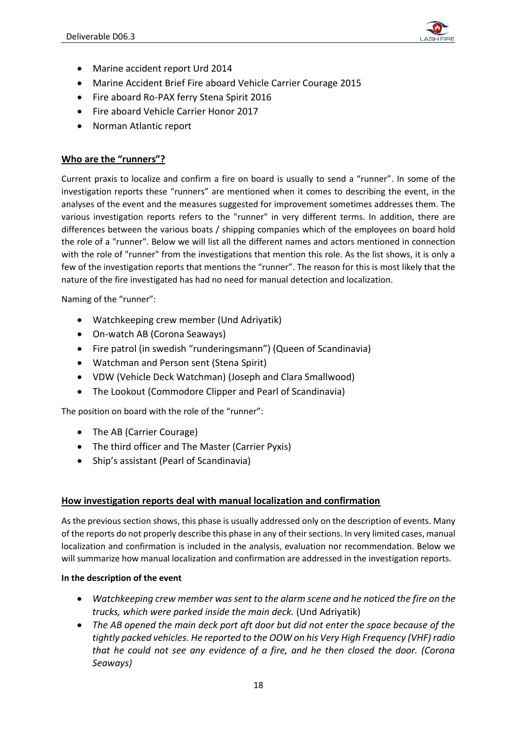- Marine accident report Urd 2014
- Marine Accident Brief Fire aboard Vehicle Carrier Courage 2015
- Fire aboard Ro-PAX ferry Stena Spirit 2016
- Fire aboard Vehicle Carrier Honor 2017
- Norman Atlantic report

## Who are the "runners"?

Current praxis to localize and confirm a fire on board is usually to send a "runner". In some of the investigation reports these "runners" are mentioned when it comes to describing the event, in the analyses of the event and the measures suggested for improvement sometimes addresses them. The various investigation reports refers to the "runner" in very different terms. In addition, there are differences between the various boats / shipping companies which of the employees on board hold the role of a "runner". Below we will list all the different names and actors mentioned in connection with the role of "runner" from the investigations that mention this role. As the list shows, it is only a few of the investigation reports that mentions the "runner". The reason for this is most likely that the nature of the fire investigated has had no need for manual detection and localization.

Naming of the "runner":

- Watchkeeping crew member (Und Adriyatik)
- On-watch AB (Corona Seaways)
- Fire patrol (in swedish "runderingsmann") (Queen of Scandinavia)
- Watchman and Person sent (Stena Spirit)
- VDW (Vehicle Deck Watchman) (Joseph and Clara Smallwood)
- The Lookout (Commodore Clipper and Pearl of Scandinavia)

The position on board with the role of the "runner":

- The AB (Carrier Courage)
- The third officer and The Master (Carrier Pyxis)
- Ship's assistant (Pearl of Scandinavia)

## How investigation reports deal with manual localization and confirmation

As the previous section shows, this phase is usually addressed only on the description of events. Many of the reports do not properly describe this phase in any of their sections. In very limited cases, manual localization and confirmation is included in the analysis, evaluation nor recommendation. Below we will summarize how manual localization and confirmation are addressed in the investigation reports.

**In the description of the event**

- *Watchkeeping crew member was sent to the alarm scene and he noticed the fire on the trucks, which were parked inside the main deck.* (Und Adriyatik)
- *The AB opened the main deck port aft door but did not enter the space because of the tightly packed vehicles. He reported to the OOW on his Very High Frequency (VHF) radio that he could not see any evidence of a fire, and he then closed the door. (Corona Seaways)*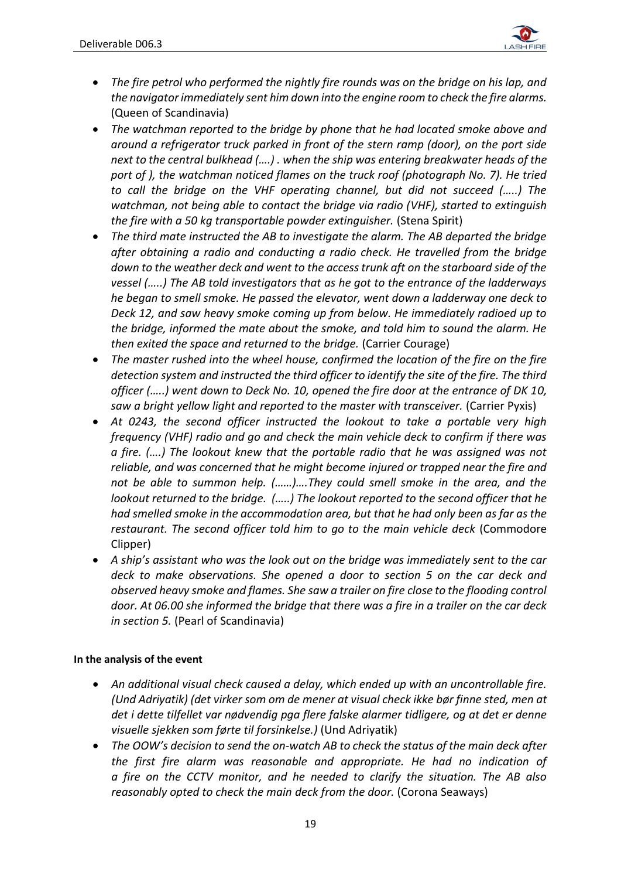- *The fire petrol who performed the nightly fire rounds was on the bridge on his lap, and the navigator immediately sent him down into the engine room to check the fire alarms.* (Queen of Scandinavia)
- *The watchman reported to the bridge by phone that he had located smoke above and around a refrigerator truck parked in front of the stern ramp (door), on the port side next to the central bulkhead (….) . when the ship was entering breakwater heads of the port of ), the watchman noticed flames on the truck roof (photograph No. 7). He tried to call the bridge on the VHF operating channel, but did not succeed (…..) The watchman, not being able to contact the bridge via radio (VHF), started to extinguish the fire with a 50 kg transportable powder extinguisher.* (Stena Spirit)
- *The third mate instructed the AB to investigate the alarm. The AB departed the bridge after obtaining a radio and conducting a radio check. He travelled from the bridge down to the weather deck and went to the access trunk aft on the starboard side of the vessel (…..) The AB told investigators that as he got to the entrance of the ladderways he began to smell smoke. He passed the elevator, went down a ladderway one deck to Deck 12, and saw heavy smoke coming up from below. He immediately radioed up to the bridge, informed the mate about the smoke, and told him to sound the alarm. He then exited the space and returned to the bridge.* (Carrier Courage)
- *The master rushed into the wheel house, confirmed the location of the fire on the fire detection system and instructed the third officer to identify the site of the fire. The third officer (…..) went down to Deck No. 10, opened the fire door at the entrance of DK 10, saw a bright yellow light and reported to the master with transceiver.* (Carrier Pyxis)
- *At 0243, the second officer instructed the lookout to take a portable very high frequency (VHF) radio and go and check the main vehicle deck to confirm if there was a fire. (….) The lookout knew that the portable radio that he was assigned was not reliable, and was concerned that he might become injured or trapped near the fire and not be able to summon help. (……)….They could smell smoke in the area, and the lookout returned to the bridge. (…..) The lookout reported to the second officer that he had smelled smoke in the accommodation area, but that he had only been as far as the restaurant. The second officer told him to go to the main vehicle deck* (Commodore Clipper)
- *A ship's assistant who was the look out on the bridge was immediately sent to the car deck to make observations. She opened a door to section 5 on the car deck and observed heavy smoke and flames. She saw a trailer on fire close to the flooding control door. At 06.00 she informed the bridge that there was a fire in a trailer on the car deck in section 5.* (Pearl of Scandinavia)

**In the analysis of the event**

- *An additional visual check caused a delay, which ended up with an uncontrollable fire. (Und Adriyatik) (det virker som om de mener at visual check ikke bør finne sted, men at det i dette tilfellet var nødvendig pga flere falske alarmer tidligere, og at det er denne visuelle sjekken som førte til forsinkelse.)* (Und Adriyatik)
- *The OOW's decision to send the on-watch AB to check the status of the main deck after the first fire alarm was reasonable and appropriate. He had no indication of a fire on the CCTV monitor, and he needed to clarify the situation. The AB also reasonably opted to check the main deck from the door.* (Corona Seaways)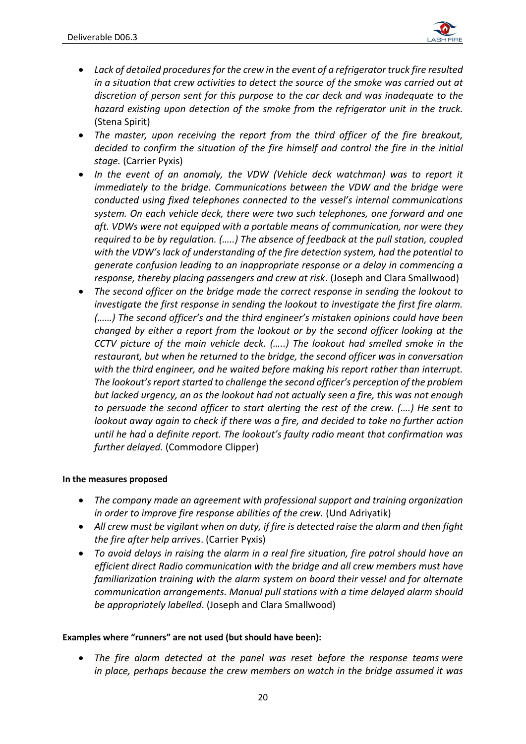- *Lack of detailed procedures for the crew in the event of a refrigerator truck fire resulted in a situation that crew activities to detect the source of the smoke was carried out at discretion of person sent for this purpose to the car deck and was inadequate to the hazard existing upon detection of the smoke from the refrigerator unit in the truck.* (Stena Spirit)
- *The master, upon receiving the report from the third officer of the fire breakout, decided to confirm the situation of the fire himself and control the fire in the initial stage.* (Carrier Pyxis)
- *In the event of an anomaly, the VDW (Vehicle deck watchman) was to report it immediately to the bridge. Communications between the VDW and the bridge were conducted using fixed telephones connected to the vessel's internal communications system. On each vehicle deck, there were two such telephones, one forward and one aft. VDWs were not equipped with a portable means of communication, nor were they required to be by regulation. (…..) The absence of feedback at the pull station, coupled with the VDW's lack of understanding of the fire detection system, had the potential to generate confusion leading to an inappropriate response or a delay in commencing a response, thereby placing passengers and crew at risk*. (Joseph and Clara Smallwood)
- *The second officer on the bridge made the correct response in sending the lookout to investigate the first response in sending the lookout to investigate the first fire alarm. (……) The second officer's and the third engineer's mistaken opinions could have been changed by either a report from the lookout or by the second officer looking at the CCTV picture of the main vehicle deck. (…..) The lookout had smelled smoke in the restaurant, but when he returned to the bridge, the second officer was in conversation with the third engineer, and he waited before making his report rather than interrupt. The lookout's report started to challenge the second officer's perception of the problem but lacked urgency, an as the lookout had not actually seen a fire, this was not enough to persuade the second officer to start alerting the rest of the crew. (….) He sent to lookout away again to check if there was a fire, and decided to take no further action until he had a definite report. The lookout's faulty radio meant that confirmation was further delayed.* (Commodore Clipper)

**In the measures proposed**

- *The company made an agreement with professional support and training organization in order to improve fire response abilities of the crew.* (Und Adriyatik)
- *All crew must be vigilant when on duty, if fire is detected raise the alarm and then fight the fire after help arrives*. (Carrier Pyxis)
- *To avoid delays in raising the alarm in a real fire situation, fire patrol should have an efficient direct Radio communication with the bridge and all crew members must have familiarization training with the alarm system on board their vessel and for alternate communication arrangements. Manual pull stations with a time delayed alarm should be appropriately labelled*. (Joseph and Clara Smallwood)

**Examples where "runners" are not used (but should have been):**

- *The fire alarm detected at the panel was reset before the response teams were in place, perhaps because the crew members on watch in the bridge assumed it was*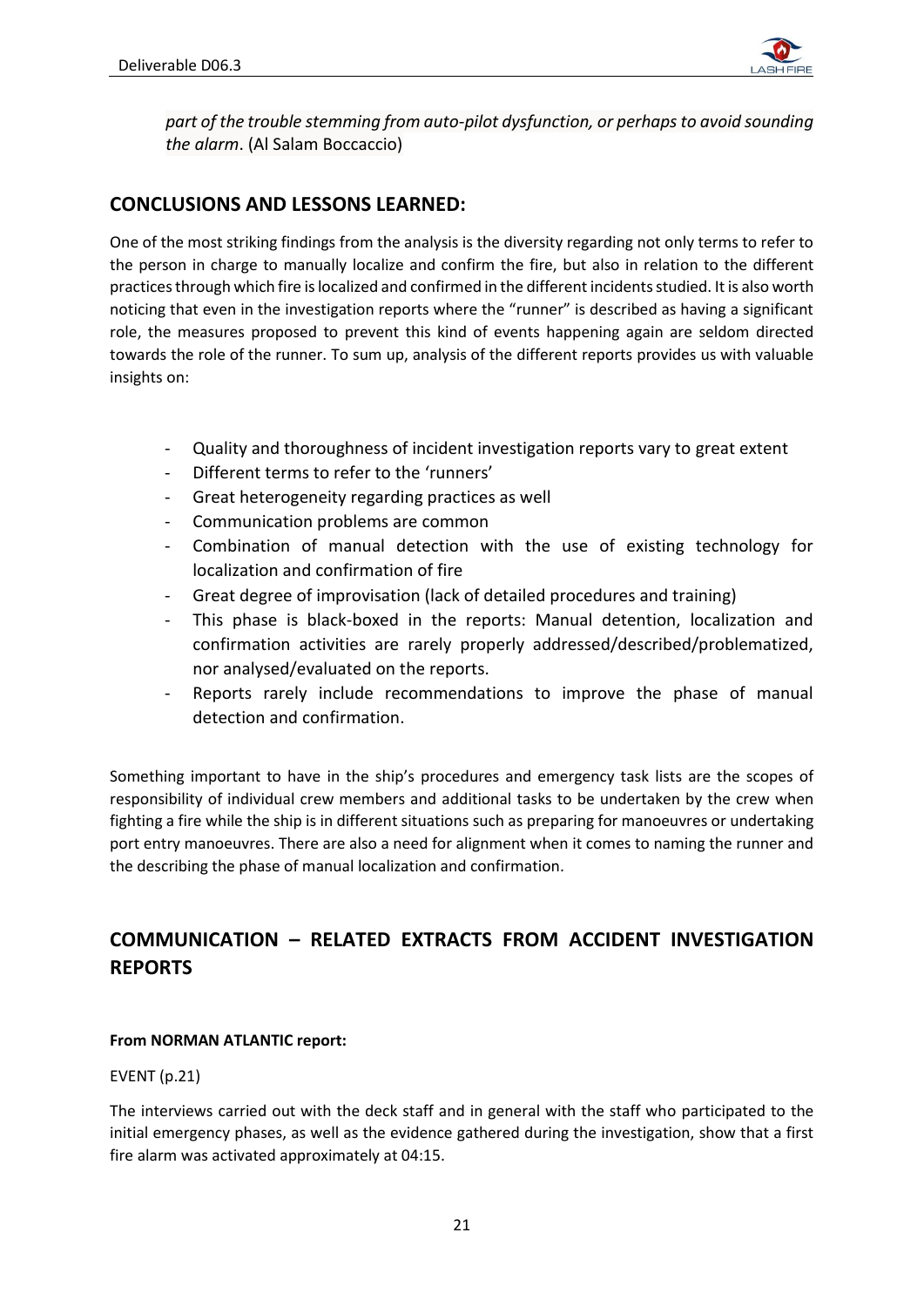*part of the trouble stemming from auto-pilot dysfunction, or perhaps to avoid sounding the alarm*. (Al Salam Boccaccio)

## CONCLUSIONS AND LESSONS LEARNED:

One of the most striking findings from the analysis is the diversity regarding not only terms to refer to the person in charge to manually localize and confirm the fire, but also in relation to the different practices through which fire is localized and confirmed in the different incidents studied. It is also worth noticing that even in the investigation reports where the "runner" is described as having a significant role, the measures proposed to prevent this kind of events happening again are seldom directed towards the role of the runner. To sum up, analysis of the different reports provides us with valuable insights on:

- Quality and thoroughness of incident investigation reports vary to great extent
- Different terms to refer to the 'runners'
- Great heterogeneity regarding practices as well
- Communication problems are common
- Combination of manual detection with the use of existing technology for localization and confirmation of fire
- Great degree of improvisation (lack of detailed procedures and training)
- This phase is black-boxed in the reports: Manual detention, localization and confirmation activities are rarely properly addressed/described/problematized, nor analysed/evaluated on the reports.
- Reports rarely include recommendations to improve the phase of manual detection and confirmation.

Something important to have in the ship's procedures and emergency task lists are the scopes of responsibility of individual crew members and additional tasks to be undertaken by the crew when fighting a fire while the ship is in different situations such as preparing for manoeuvres or undertaking port entry manoeuvres. There are also a need for alignment when it comes to naming the runner and the describing the phase of manual localization and confirmation.

## COMMUNICATION – RELATED EXTRACTS FROM ACCIDENT INVESTIGATION REPORTS

**From NORMAN ATLANTIC report:**

EVENT (p.21)

The interviews carried out with the deck staff and in general with the staff who participated to the initial emergency phases, as well as the evidence gathered during the investigation, show that a first fire alarm was activated approximately at 04:15.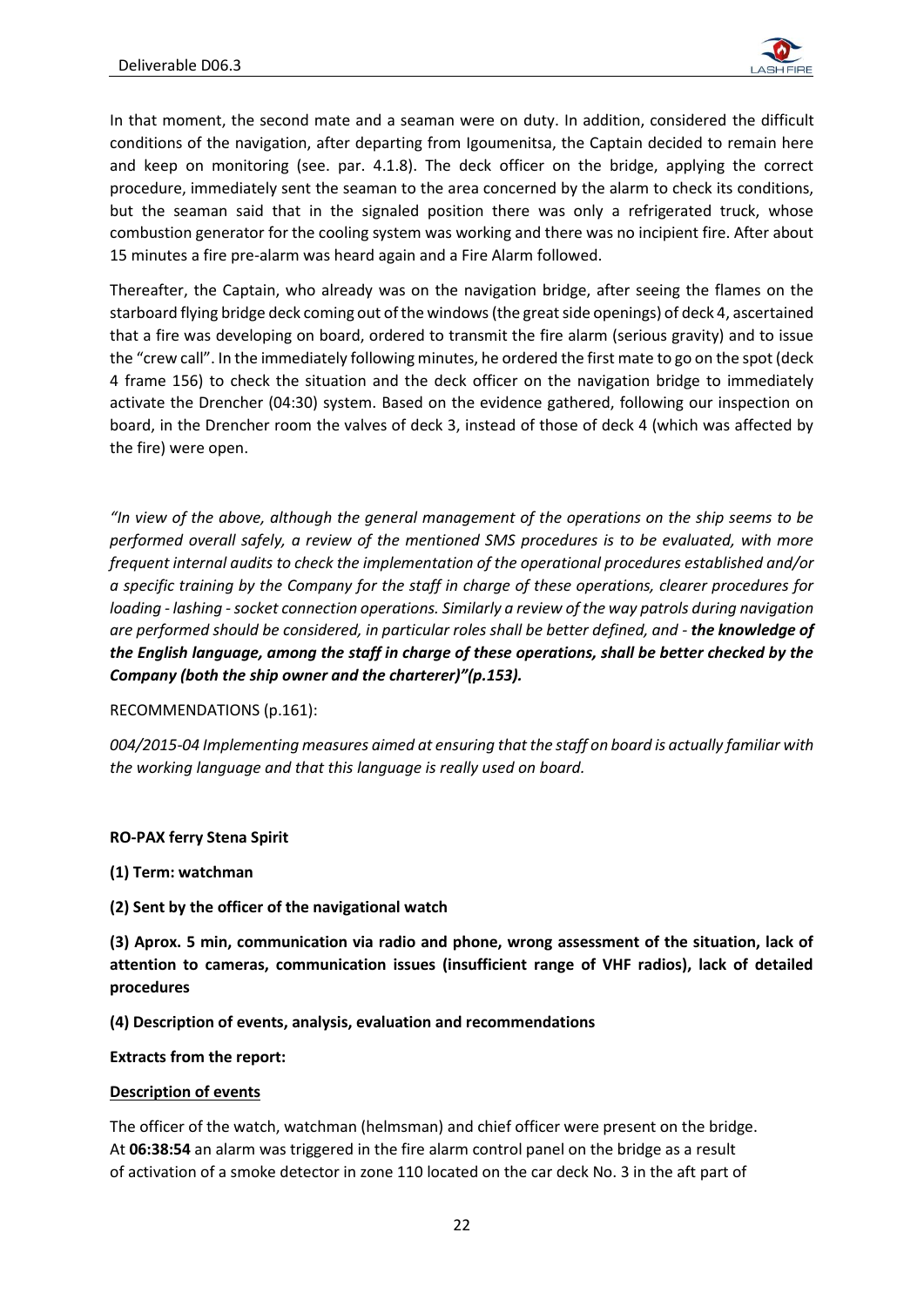In that moment, the second mate and a seaman were on duty. In addition, considered the difficult conditions of the navigation, after departing from Igoumenitsa, the Captain decided to remain here and keep on monitoring (see. par. 4.1.8). The deck officer on the bridge, applying the correct procedure, immediately sent the seaman to the area concerned by the alarm to check its conditions, but the seaman said that in the signaled position there was only a refrigerated truck, whose combustion generator for the cooling system was working and there was no incipient fire. After about 15 minutes a fire pre-alarm was heard again and a Fire Alarm followed.

Thereafter, the Captain, who already was on the navigation bridge, after seeing the flames on the starboard flying bridge deck coming out of the windows (the great side openings) of deck 4, ascertained that a fire was developing on board, ordered to transmit the fire alarm (serious gravity) and to issue the "crew call". In the immediately following minutes, he ordered the first mate to go on the spot (deck 4 frame 156) to check the situation and the deck officer on the navigation bridge to immediately activate the Drencher (04:30) system. Based on the evidence gathered, following our inspection on board, in the Drencher room the valves of deck 3, instead of those of deck 4 (which was affected by the fire) were open.

*"In view of the above, although the general management of the operations on the ship seems to be performed overall safely, a review of the mentioned SMS procedures is to be evaluated, with more frequent internal audits to check the implementation of the operational procedures established and/or a specific training by the Company for the staff in charge of these operations, clearer procedures for loading - lashing - socket connection operations. Similarly a review of the way patrols during navigation are performed should be considered, in particular roles shall be better defined, and -* ***the knowledge of the English language, among the staff in charge of these operations, shall be better checked by the Company (both the ship owner and the charterer)"(p.153).***

RECOMMENDATIONS (p.161):

*004/2015-04 Implementing measures aimed at ensuring that the staff on board is actually familiar with the working language and that this language is really used on board.*

**RO-PAX ferry Stena Spirit**

**(1) Term: watchman**

**(2) Sent by the officer of the navigational watch**

**(3) Aprox. 5 min, communication via radio and phone, wrong assessment of the situation, lack of attention to cameras, communication issues (insufficient range of VHF radios), lack of detailed procedures**

**(4) Description of events, analysis, evaluation and recommendations**

**Extracts from the report:**

**Description of events**

The officer of the watch, watchman (helmsman) and chief officer were present on the bridge. At **06:38:54** an alarm was triggered in the fire alarm control panel on the bridge as a result of activation of a smoke detector in zone 110 located on the car deck No. 3 in the aft part of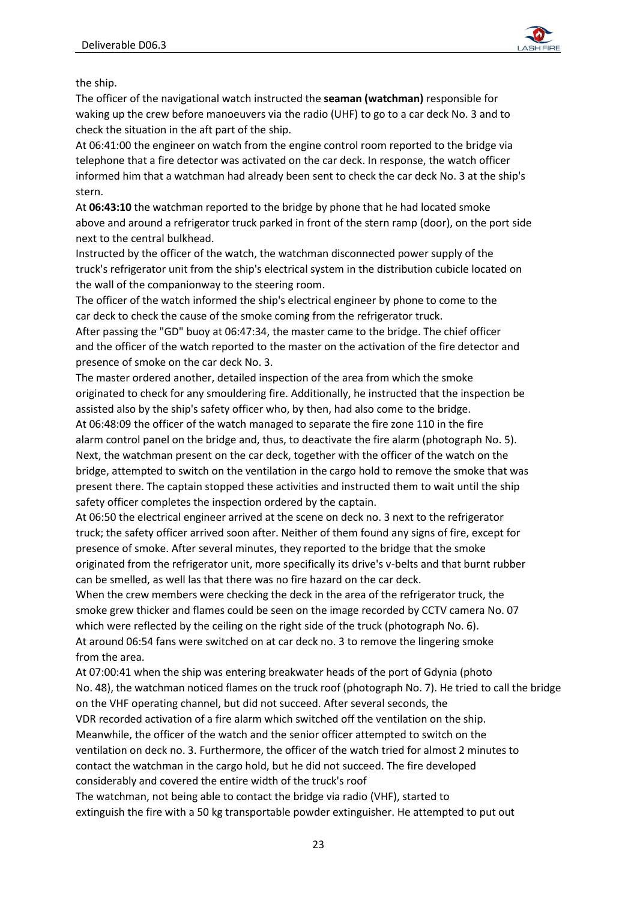the ship.

The officer of the navigational watch instructed the **seaman (watchman)** responsible for waking up the crew before manoeuvers via the radio (UHF) to go to a car deck No. 3 and to check the situation in the aft part of the ship.

At 06:41:00 the engineer on watch from the engine control room reported to the bridge via telephone that a fire detector was activated on the car deck. In response, the watch officer informed him that a watchman had already been sent to check the car deck No. 3 at the ship's stern.

At **06:43:10** the watchman reported to the bridge by phone that he had located smoke above and around a refrigerator truck parked in front of the stern ramp (door), on the port side next to the central bulkhead.

Instructed by the officer of the watch, the watchman disconnected power supply of the truck's refrigerator unit from the ship's electrical system in the distribution cubicle located on the wall of the companionway to the steering room.

The officer of the watch informed the ship's electrical engineer by phone to come to the car deck to check the cause of the smoke coming from the refrigerator truck.

After passing the "GD" buoy at 06:47:34, the master came to the bridge. The chief officer and the officer of the watch reported to the master on the activation of the fire detector and presence of smoke on the car deck No. 3.

The master ordered another, detailed inspection of the area from which the smoke originated to check for any smouldering fire. Additionally, he instructed that the inspection be assisted also by the ship's safety officer who, by then, had also come to the bridge.

At 06:48:09 the officer of the watch managed to separate the fire zone 110 in the fire alarm control panel on the bridge and, thus, to deactivate the fire alarm (photograph No. 5). Next, the watchman present on the car deck, together with the officer of the watch on the bridge, attempted to switch on the ventilation in the cargo hold to remove the smoke that was present there. The captain stopped these activities and instructed them to wait until the ship safety officer completes the inspection ordered by the captain.

At 06:50 the electrical engineer arrived at the scene on deck no. 3 next to the refrigerator truck; the safety officer arrived soon after. Neither of them found any signs of fire, except for presence of smoke. After several minutes, they reported to the bridge that the smoke originated from the refrigerator unit, more specifically its drive's v-belts and that burnt rubber can be smelled, as well las that there was no fire hazard on the car deck.

When the crew members were checking the deck in the area of the refrigerator truck, the smoke grew thicker and flames could be seen on the image recorded by CCTV camera No. 07 which were reflected by the ceiling on the right side of the truck (photograph No. 6).

At around 06:54 fans were switched on at car deck no. 3 to remove the lingering smoke from the area.

At 07:00:41 when the ship was entering breakwater heads of the port of Gdynia (photo No. 48), the watchman noticed flames on the truck roof (photograph No. 7). He tried to call the bridge on the VHF operating channel, but did not succeed. After several seconds, the VDR recorded activation of a fire alarm which switched off the ventilation on the ship.

Meanwhile, the officer of the watch and the senior officer attempted to switch on the ventilation on deck no. 3. Furthermore, the officer of the watch tried for almost 2 minutes to contact the watchman in the cargo hold, but he did not succeed. The fire developed considerably and covered the entire width of the truck's roof

The watchman, not being able to contact the bridge via radio (VHF), started to extinguish the fire with a 50 kg transportable powder extinguisher. He attempted to put out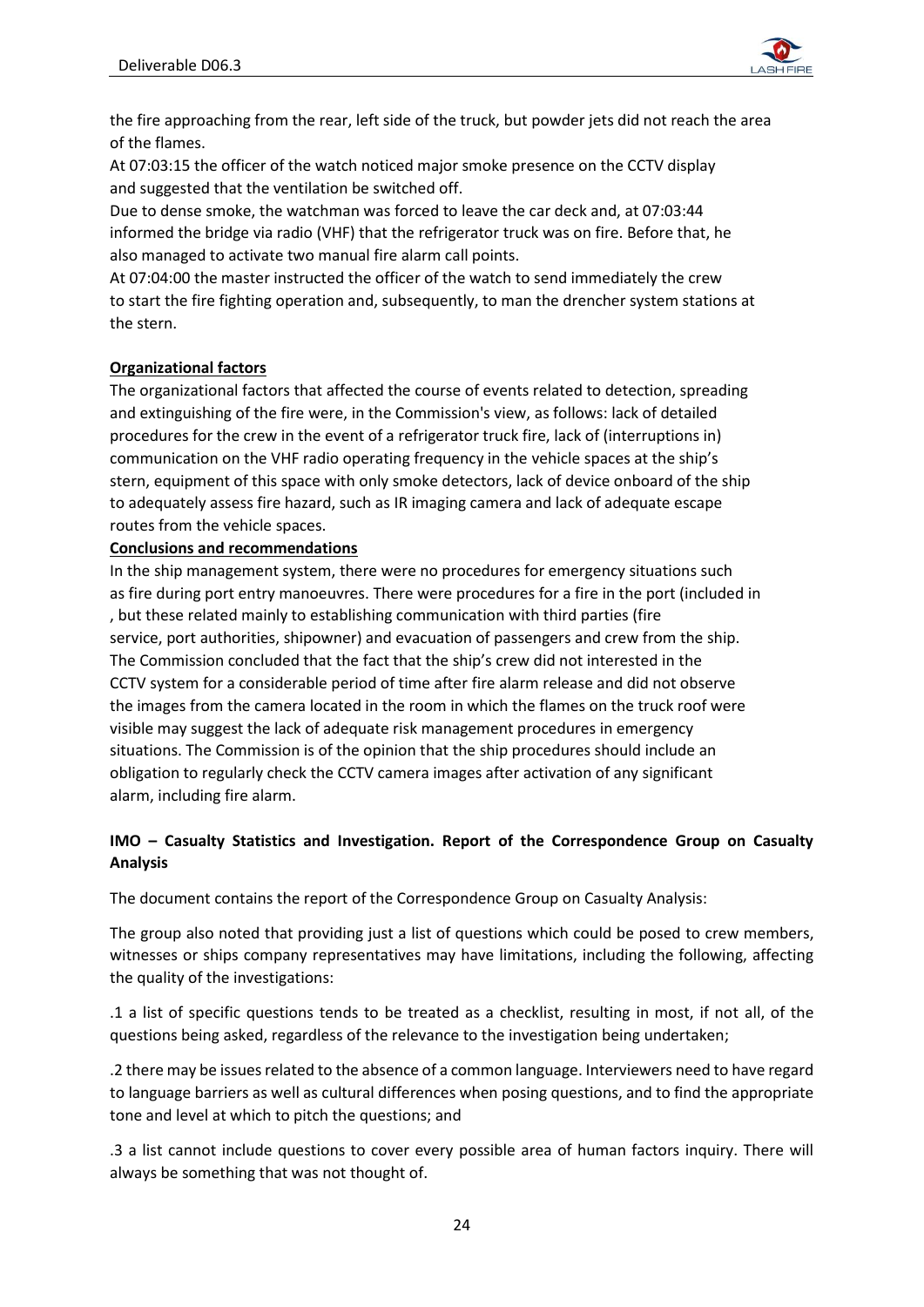the fire approaching from the rear, left side of the truck, but powder jets did not reach the area of the flames.

At 07:03:15 the officer of the watch noticed major smoke presence on the CCTV display and suggested that the ventilation be switched off.

Due to dense smoke, the watchman was forced to leave the car deck and, at 07:03:44 informed the bridge via radio (VHF) that the refrigerator truck was on fire. Before that, he also managed to activate two manual fire alarm call points.

At 07:04:00 the master instructed the officer of the watch to send immediately the crew to start the fire fighting operation and, subsequently, to man the drencher system stations at the stern.

**Organizational factors**

The organizational factors that affected the course of events related to detection, spreading and extinguishing of the fire were, in the Commission's view, as follows: lack of detailed procedures for the crew in the event of a refrigerator truck fire, lack of (interruptions in) communication on the VHF radio operating frequency in the vehicle spaces at the ship's stern, equipment of this space with only smoke detectors, lack of device onboard of the ship to adequately assess fire hazard, such as IR imaging camera and lack of adequate escape routes from the vehicle spaces.

**Conclusions and recommendations**

In the ship management system, there were no procedures for emergency situations such as fire during port entry manoeuvres. There were procedures for a fire in the port (included in , but these related mainly to establishing communication with third parties (fire service, port authorities, shipowner) and evacuation of passengers and crew from the ship. The Commission concluded that the fact that the ship's crew did not interested in the CCTV system for a considerable period of time after fire alarm release and did not observe the images from the camera located in the room in which the flames on the truck roof were visible may suggest the lack of adequate risk management procedures in emergency situations. The Commission is of the opinion that the ship procedures should include an obligation to regularly check the CCTV camera images after activation of any significant alarm, including fire alarm.

**IMO – Casualty Statistics and Investigation. Report of the Correspondence Group on Casualty Analysis**

The document contains the report of the Correspondence Group on Casualty Analysis:

The group also noted that providing just a list of questions which could be posed to crew members, witnesses or ships company representatives may have limitations, including the following, affecting the quality of the investigations:

.1 a list of specific questions tends to be treated as a checklist, resulting in most, if not all, of the questions being asked, regardless of the relevance to the investigation being undertaken;

.2 there may be issues related to the absence of a common language. Interviewers need to have regard to language barriers as well as cultural differences when posing questions, and to find the appropriate tone and level at which to pitch the questions; and

.3 a list cannot include questions to cover every possible area of human factors inquiry. There will always be something that was not thought of.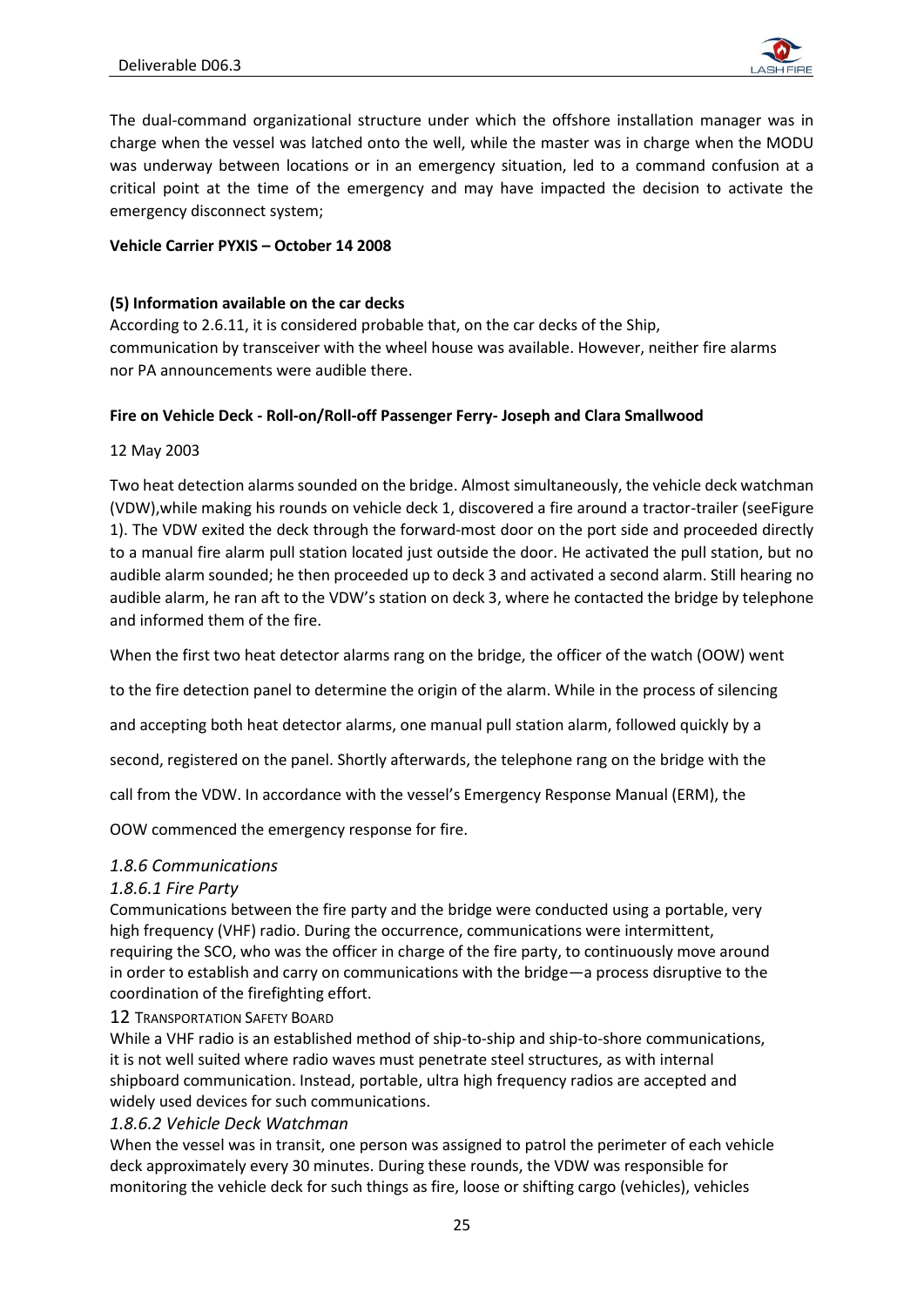The dual-command organizational structure under which the offshore installation manager was in charge when the vessel was latched onto the well, while the master was in charge when the MODU was underway between locations or in an emergency situation, led to a command confusion at a critical point at the time of the emergency and may have impacted the decision to activate the emergency disconnect system;

**Vehicle Carrier PYXIS – October 14 2008**

**(5) Information available on the car decks**

According to 2.6.11, it is considered probable that, on the car decks of the Ship, communication by transceiver with the wheel house was available. However, neither fire alarms nor PA announcements were audible there.

**Fire on Vehicle Deck - Roll-on/Roll-off Passenger Ferry- Joseph and Clara Smallwood**

12 May 2003

Two heat detection alarms sounded on the bridge. Almost simultaneously, the vehicle deck watchman (VDW),while making his rounds on vehicle deck 1, discovered a fire around a tractor-trailer (seeFigure 1). The VDW exited the deck through the forward-most door on the port side and proceeded directly to a manual fire alarm pull station located just outside the door. He activated the pull station, but no audible alarm sounded; he then proceeded up to deck 3 and activated a second alarm. Still hearing no audible alarm, he ran aft to the VDW's station on deck 3, where he contacted the bridge by telephone and informed them of the fire.

When the first two heat detector alarms rang on the bridge, the officer of the watch (OOW) went to the fire detection panel to determine the origin of the alarm. While in the process of silencing and accepting both heat detector alarms, one manual pull station alarm, followed quickly by a second, registered on the panel. Shortly afterwards, the telephone rang on the bridge with the call from the VDW. In accordance with the vessel's Emergency Response Manual (ERM), the OOW commenced the emergency response for fire.

### *1.8.6 Communications*

#### *1.8.6.1 Fire Party*

Communications between the fire party and the bridge were conducted using a portable, very high frequency (VHF) radio. During the occurrence, communications were intermittent, requiring the SCO, who was the officer in charge of the fire party, to continuously move around in order to establish and carry on communications with the bridge—a process disruptive to the coordination of the firefighting effort.

12 TRANSPORTATION SAFETY BOARD

While a VHF radio is an established method of ship-to-ship and ship-to-shore communications, it is not well suited where radio waves must penetrate steel structures, as with internal shipboard communication. Instead, portable, ultra high frequency radios are accepted and widely used devices for such communications.

#### *1.8.6.2 Vehicle Deck Watchman*

When the vessel was in transit, one person was assigned to patrol the perimeter of each vehicle deck approximately every 30 minutes. During these rounds, the VDW was responsible for monitoring the vehicle deck for such things as fire, loose or shifting cargo (vehicles), vehicles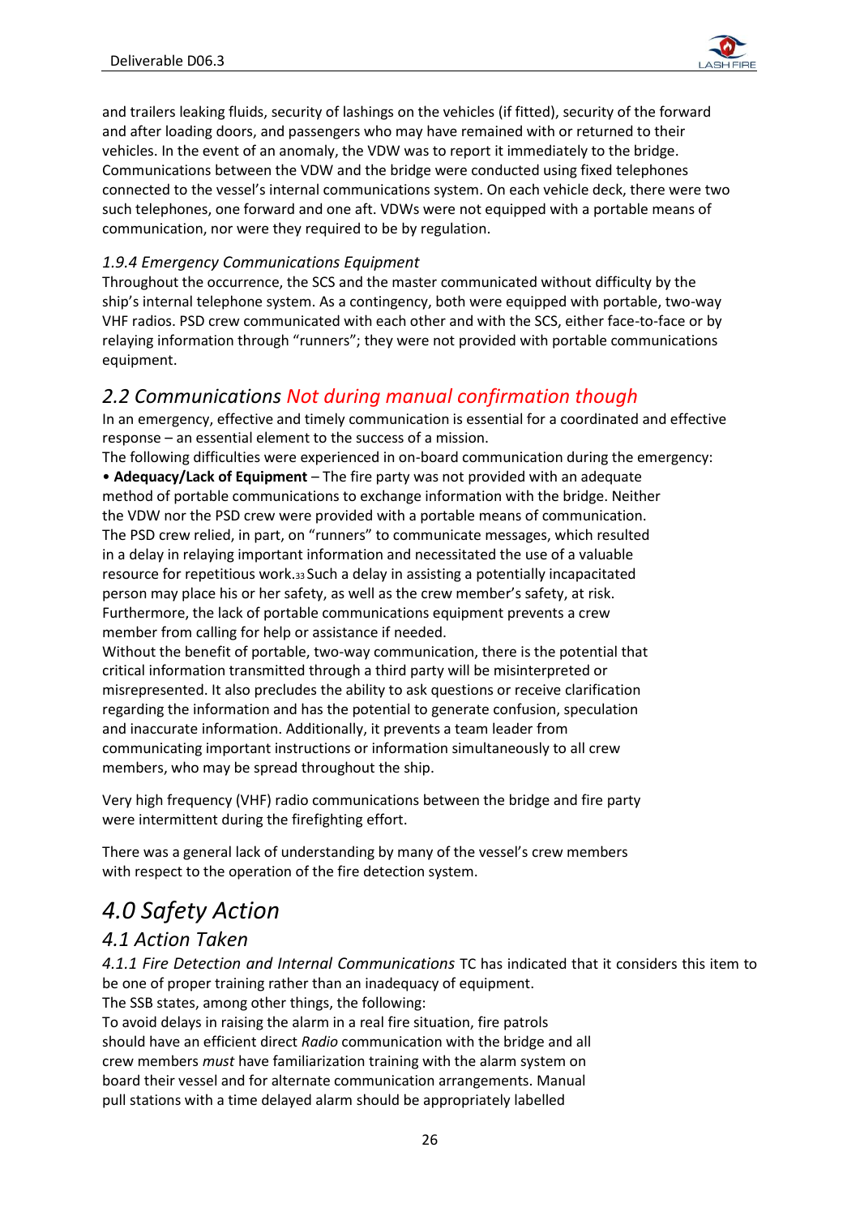and trailers leaking fluids, security of lashings on the vehicles (if fitted), security of the forward and after loading doors, and passengers who may have remained with or returned to their vehicles. In the event of an anomaly, the VDW was to report it immediately to the bridge. Communications between the VDW and the bridge were conducted using fixed telephones connected to the vessel's internal communications system. On each vehicle deck, there were two such telephones, one forward and one aft. VDWs were not equipped with a portable means of communication, nor were they required to be by regulation.

*1.9.4 Emergency Communications Equipment*

Throughout the occurrence, the SCS and the master communicated without difficulty by the ship's internal telephone system. As a contingency, both were equipped with portable, two-way VHF radios. PSD crew communicated with each other and with the SCS, either face-to-face or by relaying information through "runners"; they were not provided with portable communications equipment.

## *2.2 Communications Not during manual confirmation though*

In an emergency, effective and timely communication is essential for a coordinated and effective response – an essential element to the success of a mission.

The following difficulties were experienced in on-board communication during the emergency:

• **Adequacy/Lack of Equipment** – The fire party was not provided with an adequate method of portable communications to exchange information with the bridge. Neither the VDW nor the PSD crew were provided with a portable means of communication. The PSD crew relied, in part, on "runners" to communicate messages, which resulted in a delay in relaying important information and necessitated the use of a valuable resource for repetitious work.[33] Such a delay in assisting a potentially incapacitated person may place his or her safety, as well as the crew member's safety, at risk. Furthermore, the lack of portable communications equipment prevents a crew member from calling for help or assistance if needed.

Without the benefit of portable, two-way communication, there is the potential that critical information transmitted through a third party will be misinterpreted or misrepresented. It also precludes the ability to ask questions or receive clarification regarding the information and has the potential to generate confusion, speculation and inaccurate information. Additionally, it prevents a team leader from communicating important instructions or information simultaneously to all crew members, who may be spread throughout the ship.

Very high frequency (VHF) radio communications between the bridge and fire party were intermittent during the firefighting effort.

There was a general lack of understanding by many of the vessel's crew members with respect to the operation of the fire detection system.

# *4.0 Safety Action*

## *4.1 Action Taken*

*4.1.1 Fire Detection and Internal Communications* TC has indicated that it considers this item to be one of proper training rather than an inadequacy of equipment.

The SSB states, among other things, the following:

To avoid delays in raising the alarm in a real fire situation, fire patrols should have an efficient direct *Radio* communication with the bridge and all crew members *must* have familiarization training with the alarm system on board their vessel and for alternate communication arrangements. Manual pull stations with a time delayed alarm should be appropriately labelled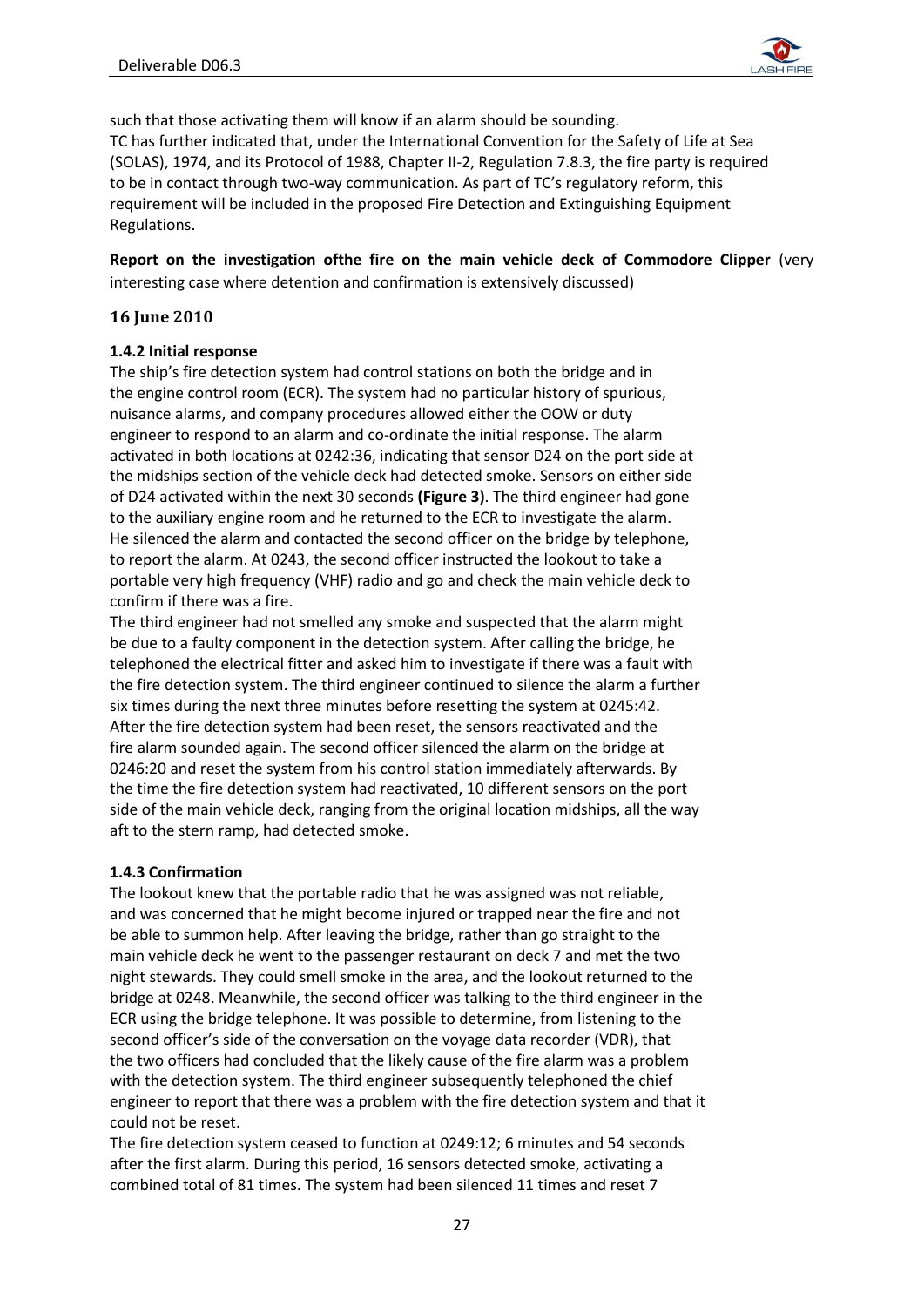such that those activating them will know if an alarm should be sounding.
TC has further indicated that, under the International Convention for the Safety of Life at Sea (SOLAS), 1974, and its Protocol of 1988, Chapter II-2, Regulation 7.8.3, the fire party is required to be in contact through two-way communication. As part of TC's regulatory reform, this requirement will be included in the proposed Fire Detection and Extinguishing Equipment Regulations.

**Report on the investigation ofthe fire on the main vehicle deck of Commodore Clipper** (very interesting case where detention and confirmation is extensively discussed)

### 16 June 2010

**1.4.2 Initial response**

The ship's fire detection system had control stations on both the bridge and in the engine control room (ECR). The system had no particular history of spurious, nuisance alarms, and company procedures allowed either the OOW or duty engineer to respond to an alarm and co-ordinate the initial response. The alarm activated in both locations at 0242:36, indicating that sensor D24 on the port side at the midships section of the vehicle deck had detected smoke. Sensors on either side of D24 activated within the next 30 seconds **(Figure 3)**. The third engineer had gone to the auxiliary engine room and he returned to the ECR to investigate the alarm. He silenced the alarm and contacted the second officer on the bridge by telephone, to report the alarm. At 0243, the second officer instructed the lookout to take a portable very high frequency (VHF) radio and go and check the main vehicle deck to confirm if there was a fire.

The third engineer had not smelled any smoke and suspected that the alarm might be due to a faulty component in the detection system. After calling the bridge, he telephoned the electrical fitter and asked him to investigate if there was a fault with the fire detection system. The third engineer continued to silence the alarm a further six times during the next three minutes before resetting the system at 0245:42. After the fire detection system had been reset, the sensors reactivated and the fire alarm sounded again. The second officer silenced the alarm on the bridge at 0246:20 and reset the system from his control station immediately afterwards. By the time the fire detection system had reactivated, 10 different sensors on the port side of the main vehicle deck, ranging from the original location midships, all the way aft to the stern ramp, had detected smoke.

**1.4.3 Confirmation**

The lookout knew that the portable radio that he was assigned was not reliable, and was concerned that he might become injured or trapped near the fire and not be able to summon help. After leaving the bridge, rather than go straight to the main vehicle deck he went to the passenger restaurant on deck 7 and met the two night stewards. They could smell smoke in the area, and the lookout returned to the bridge at 0248. Meanwhile, the second officer was talking to the third engineer in the ECR using the bridge telephone. It was possible to determine, from listening to the second officer's side of the conversation on the voyage data recorder (VDR), that the two officers had concluded that the likely cause of the fire alarm was a problem with the detection system. The third engineer subsequently telephoned the chief engineer to report that there was a problem with the fire detection system and that it could not be reset.

The fire detection system ceased to function at 0249:12; 6 minutes and 54 seconds after the first alarm. During this period, 16 sensors detected smoke, activating a combined total of 81 times. The system had been silenced 11 times and reset 7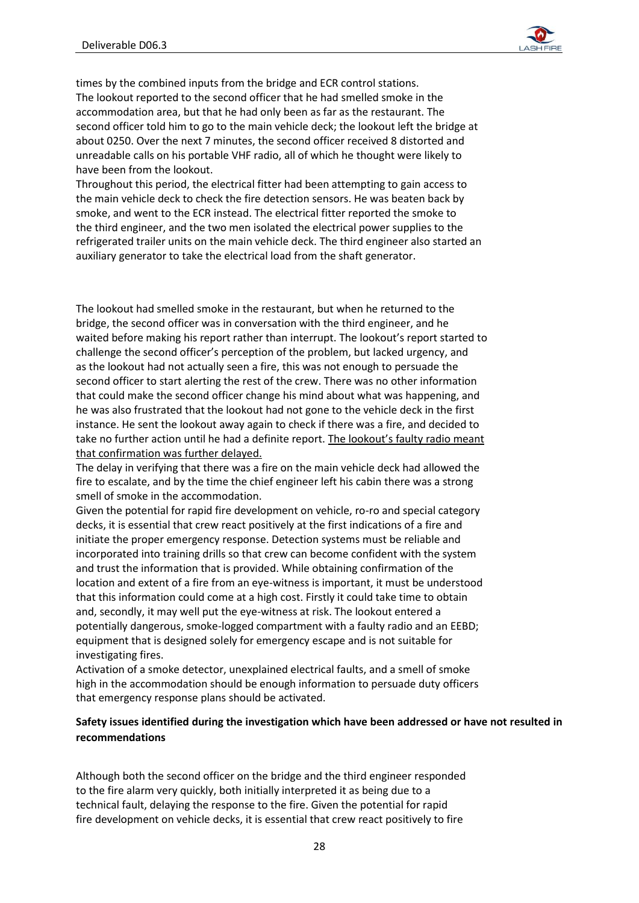times by the combined inputs from the bridge and ECR control stations.
The lookout reported to the second officer that he had smelled smoke in the accommodation area, but that he had only been as far as the restaurant. The second officer told him to go to the main vehicle deck; the lookout left the bridge at about 0250. Over the next 7 minutes, the second officer received 8 distorted and unreadable calls on his portable VHF radio, all of which he thought were likely to have been from the lookout.
Throughout this period, the electrical fitter had been attempting to gain access to the main vehicle deck to check the fire detection sensors. He was beaten back by smoke, and went to the ECR instead. The electrical fitter reported the smoke to the third engineer, and the two men isolated the electrical power supplies to the refrigerated trailer units on the main vehicle deck. The third engineer also started an auxiliary generator to take the electrical load from the shaft generator.

The lookout had smelled smoke in the restaurant, but when he returned to the bridge, the second officer was in conversation with the third engineer, and he waited before making his report rather than interrupt. The lookout's report started to challenge the second officer's perception of the problem, but lacked urgency, and as the lookout had not actually seen a fire, this was not enough to persuade the second officer to start alerting the rest of the crew. There was no other information that could make the second officer change his mind about what was happening, and he was also frustrated that the lookout had not gone to the vehicle deck in the first instance. He sent the lookout away again to check if there was a fire, and decided to take no further action until he had a definite report. <u>The lookout's faulty radio meant that confirmation was further delayed.</u>
The delay in verifying that there was a fire on the main vehicle deck had allowed the fire to escalate, and by the time the chief engineer left his cabin there was a strong smell of smoke in the accommodation.
Given the potential for rapid fire development on vehicle, ro-ro and special category decks, it is essential that crew react positively at the first indications of a fire and initiate the proper emergency response. Detection systems must be reliable and incorporated into training drills so that crew can become confident with the system and trust the information that is provided. While obtaining confirmation of the location and extent of a fire from an eye-witness is important, it must be understood that this information could come at a high cost. Firstly it could take time to obtain and, secondly, it may well put the eye-witness at risk. The lookout entered a potentially dangerous, smoke-logged compartment with a faulty radio and an EEBD; equipment that is designed solely for emergency escape and is not suitable for investigating fires.
Activation of a smoke detector, unexplained electrical faults, and a smell of smoke high in the accommodation should be enough information to persuade duty officers that emergency response plans should be activated.

**Safety issues identified during the investigation which have been addressed or have not resulted in recommendations**

Although both the second officer on the bridge and the third engineer responded to the fire alarm very quickly, both initially interpreted it as being due to a technical fault, delaying the response to the fire. Given the potential for rapid fire development on vehicle decks, it is essential that crew react positively to fire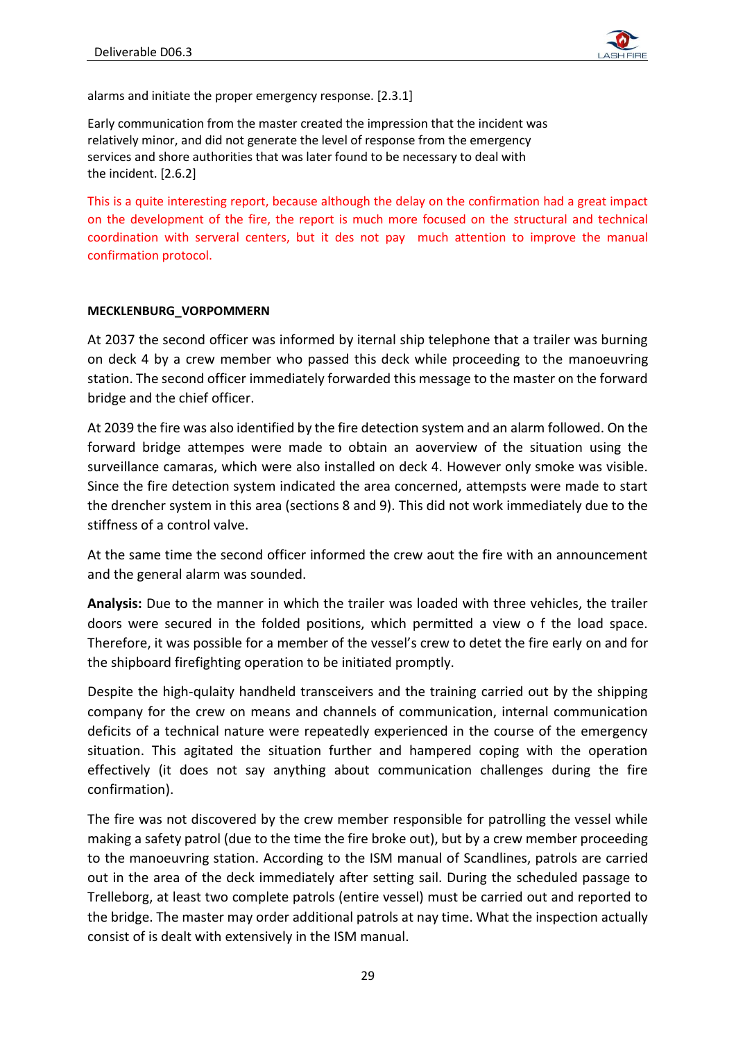alarms and initiate the proper emergency response. [2.3.1]

Early communication from the master created the impression that the incident was relatively minor, and did not generate the level of response from the emergency services and shore authorities that was later found to be necessary to deal with the incident. [2.6.2]

This is a quite interesting report, because although the delay on the confirmation had a great impact on the development of the fire, the report is much more focused on the structural and technical coordination with serveral centers, but it des not pay much attention to improve the manual confirmation protocol.

**MECKLENBURG_VORPOMMERN**

At 2037 the second officer was informed by iternal ship telephone that a trailer was burning on deck 4 by a crew member who passed this deck while proceeding to the manoeuvring station. The second officer immediately forwarded this message to the master on the forward bridge and the chief officer.

At 2039 the fire was also identified by the fire detection system and an alarm followed. On the forward bridge attempes were made to obtain an aoverview of the situation using the surveillance cameras, which were also installed on deck 4. However only smoke was visible. Since the fire detection system indicated the area concerned, attempsts were made to start the drencher system in this area (sections 8 and 9). This did not work immediately due to the stiffness of a control valve.

At the same time the second officer informed the crew aout the fire with an announcement and the general alarm was sounded.

**Analysis:** Due to the manner in which the trailer was loaded with three vehicles, the trailer doors were secured in the folded positions, which permitted a view o f the load space. Therefore, it was possible for a member of the vessel's crew to detet the fire early on and for the shipboard firefighting operation to be initiated promptly.

Despite the high-qulaity handheld transceivers and the training carried out by the shipping company for the crew on means and channels of communication, internal communication deficits of a technical nature were repeatedly experienced in the course of the emergency situation. This agitated the situation further and hampered coping with the operation effectively (it does not say anything about communication challenges during the fire confirmation).

The fire was not discovered by the crew member responsible for patrolling the vessel while making a safety patrol (due to the time the fire broke out), but by a crew member proceeding to the manoeuvring station. According to the ISM manual of Scandlines, patrols are carried out in the area of the deck immediately after setting sail. During the scheduled passage to Trelleborg, at least two complete patrols (entire vessel) must be carried out and reported to the bridge. The master may order additional patrols at nay time. What the inspection actually consist of is dealt with extensively in the ISM manual.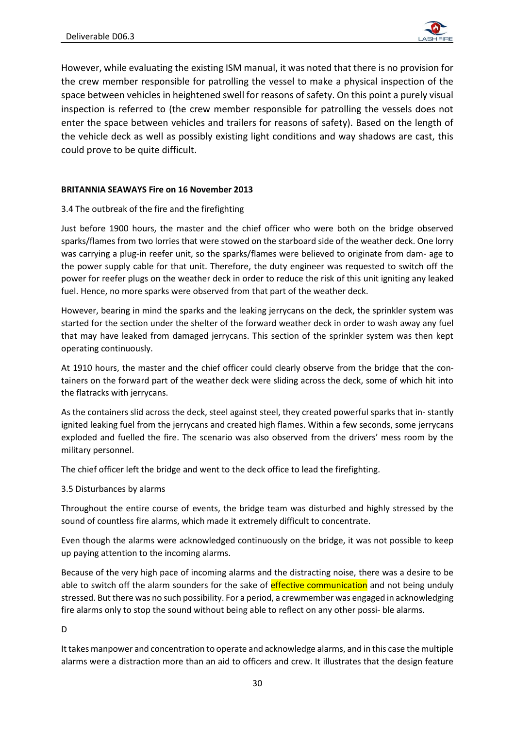However, while evaluating the existing ISM manual, it was noted that there is no provision for the crew member responsible for patrolling the vessel to make a physical inspection of the space between vehicles in heightened swell for reasons of safety. On this point a purely visual inspection is referred to (the crew member responsible for patrolling the vessels does not enter the space between vehicles and trailers for reasons of safety). Based on the length of the vehicle deck as well as possibly existing light conditions and way shadows are cast, this could prove to be quite difficult.

**BRITANNIA SEAWAYS Fire on 16 November 2013**

3.4 The outbreak of the fire and the firefighting

Just before 1900 hours, the master and the chief officer who were both on the bridge observed sparks/flames from two lorries that were stowed on the starboard side of the weather deck. One lorry was carrying a plug-in reefer unit, so the sparks/flames were believed to originate from dam- age to the power supply cable for that unit. Therefore, the duty engineer was requested to switch off the power for reefer plugs on the weather deck in order to reduce the risk of this unit igniting any leaked fuel. Hence, no more sparks were observed from that part of the weather deck.

However, bearing in mind the sparks and the leaking jerrycans on the deck, the sprinkler system was started for the section under the shelter of the forward weather deck in order to wash away any fuel that may have leaked from damaged jerrycans. This section of the sprinkler system was then kept operating continuously.

At 1910 hours, the master and the chief officer could clearly observe from the bridge that the con- tainers on the forward part of the weather deck were sliding across the deck, some of which hit into the flatracks with jerrycans.

As the containers slid across the deck, steel against steel, they created powerful sparks that in- stantly ignited leaking fuel from the jerrycans and created high flames. Within a few seconds, some jerrycans exploded and fuelled the fire. The scenario was also observed from the drivers' mess room by the military personnel.

The chief officer left the bridge and went to the deck office to lead the firefighting.

3.5 Disturbances by alarms

Throughout the entire course of events, the bridge team was disturbed and highly stressed by the sound of countless fire alarms, which made it extremely difficult to concentrate.

Even though the alarms were acknowledged continuously on the bridge, it was not possible to keep up paying attention to the incoming alarms.

Because of the very high pace of incoming alarms and the distracting noise, there was a desire to be able to switch off the alarm sounders for the sake of effective communication and not being unduly stressed. But there was no such possibility. For a period, a crewmember was engaged in acknowledging fire alarms only to stop the sound without being able to reflect on any other possi- ble alarms.

D

It takes manpower and concentration to operate and acknowledge alarms, and in this case the multiple alarms were a distraction more than an aid to officers and crew. It illustrates that the design feature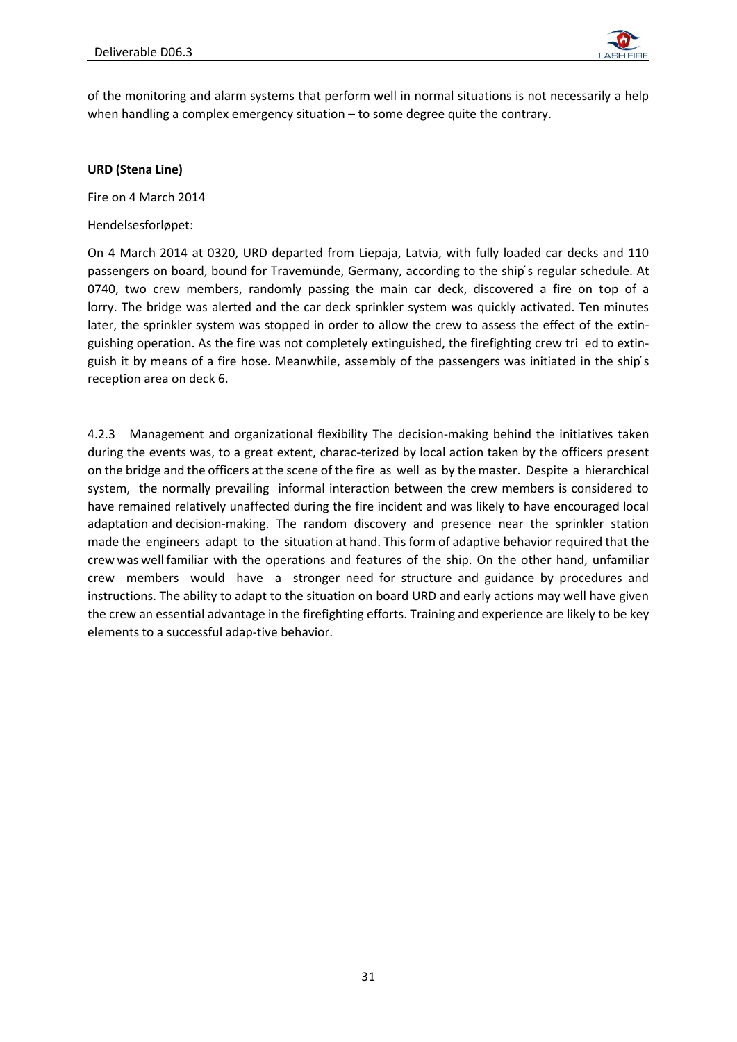of the monitoring and alarm systems that perform well in normal situations is not necessarily a help when handling a complex emergency situation – to some degree quite the contrary.

**URD (Stena Line)**

Fire on 4 March 2014

Hendelsesforløpet:

On 4 March 2014 at 0320, URD departed from Liepaja, Latvia, with fully loaded car decks and 110 passengers on board, bound for Travemünde, Germany, according to the ship ́s regular schedule. At 0740, two crew members, randomly passing the main car deck, discovered a fire on top of a lorry. The bridge was alerted and the car deck sprinkler system was quickly activated. Ten minutes later, the sprinkler system was stopped in order to allow the crew to assess the effect of the extinguishing operation. As the fire was not completely extinguished, the firefighting crew tri ed to extinguish it by means of a fire hose. Meanwhile, assembly of the passengers was initiated in the ship ́s reception area on deck 6.

4.2.3 Management and organizational flexibility The decision-making behind the initiatives taken during the events was, to a great extent, charac-terized by local action taken by the officers present on the bridge and the officers at the scene of the fire as well as by the master. Despite a hierarchical system, the normally prevailing informal interaction between the crew members is considered to have remained relatively unaffected during the fire incident and was likely to have encouraged local adaptation and decision-making. The random discovery and presence near the sprinkler station made the engineers adapt to the situation at hand. This form of adaptive behavior required that the crew was well familiar with the operations and features of the ship. On the other hand, unfamiliar crew members would have a stronger need for structure and guidance by procedures and instructions. The ability to adapt to the situation on board URD and early actions may well have given the crew an essential advantage in the firefighting efforts. Training and experience are likely to be key elements to a successful adap-tive behavior.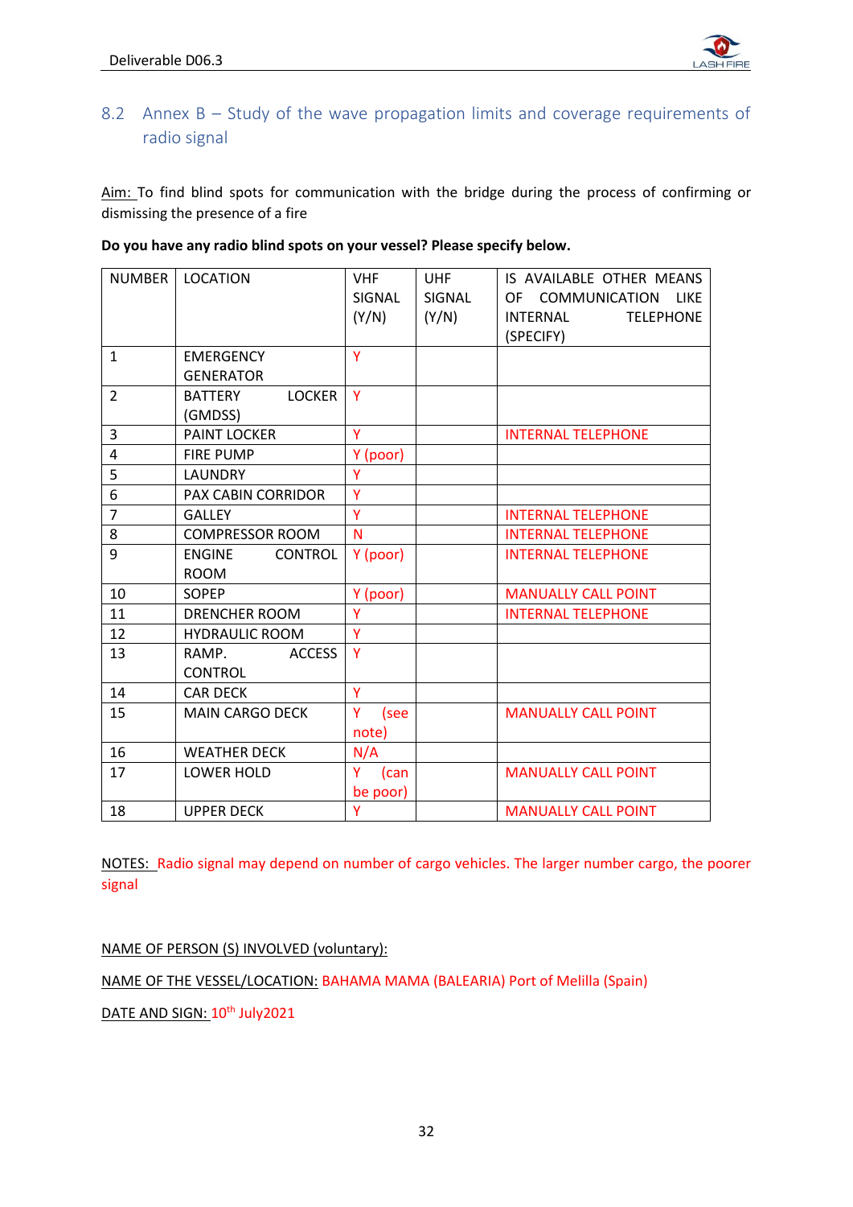## 8.2 Annex B – Study of the wave propagation limits and coverage requirements of radio signal

Aim: To find blind spots for communication with the bridge during the process of confirming or dismissing the presence of a fire

**Do you have any radio blind spots on your vessel? Please specify below.**

| NUMBER | LOCATION | VHF SIGNAL (Y/N) | UHF SIGNAL (Y/N) | IS AVAILABLE OTHER MEANS OF COMMUNICATION LIKE INTERNAL TELEPHONE (SPECIFY) |
|---|---|---|---|---|
| 1 | EMERGENCY GENERATOR | Y | | |
| 2 | BATTERY LOCKER (GMDSS) | Y | | |
| 3 | PAINT LOCKER | Y | | INTERNAL TELEPHONE |
| 4 | FIRE PUMP | Y (poor) | | |
| 5 | LAUNDRY | Y | | |
| 6 | PAX CABIN CORRIDOR | Y | | |
| 7 | GALLEY | Y | | INTERNAL TELEPHONE |
| 8 | COMPRESSOR ROOM | N | | INTERNAL TELEPHONE |
| 9 | ENGINE CONTROL ROOM | Y (poor) | | INTERNAL TELEPHONE |
| 10 | SOPEP | Y (poor) | | MANUALLY CALL POINT |
| 11 | DRENCHER ROOM | Y | | INTERNAL TELEPHONE |
| 12 | HYDRAULIC ROOM | Y | | |
| 13 | RAMP. ACCESS CONTROL | Y | | |
| 14 | CAR DECK | Y | | |
| 15 | MAIN CARGO DECK | Y (see note) | | MANUALLY CALL POINT |
| 16 | WEATHER DECK | N/A | | |
| 17 | LOWER HOLD | Y (can be poor) | | MANUALLY CALL POINT |
| 18 | UPPER DECK | Y | | MANUALLY CALL POINT |

NOTES: Radio signal may depend on number of cargo vehicles. The larger number cargo, the poorer signal

NAME OF PERSON (S) INVOLVED (voluntary):

NAME OF THE VESSEL/LOCATION: BAHAMA MAMA (BALEARIA) Port of Melilla (Spain)

DATE AND SIGN: 10th July2021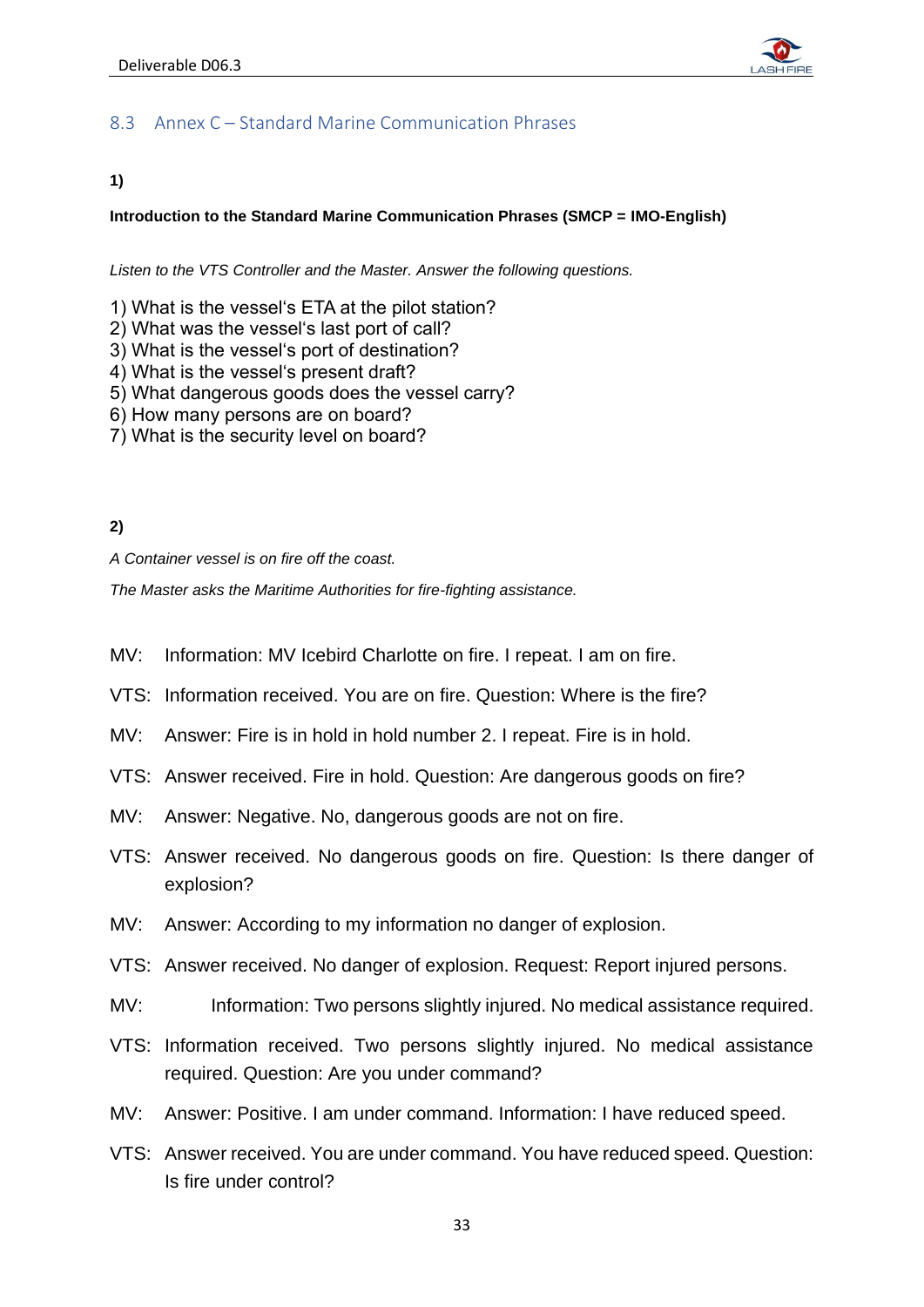## 8.3 Annex C – Standard Marine Communication Phrases

**1)**

**Introduction to the Standard Marine Communication Phrases (SMCP = IMO-English)**

*Listen to the VTS Controller and the Master. Answer the following questions.*

1) What is the vessel's ETA at the pilot station?
2) What was the vessel's last port of call?
3) What is the vessel's port of destination?
4) What is the vessel's present draft?
5) What dangerous goods does the vessel carry?
6) How many persons are on board?
7) What is the security level on board?

**2)**

*A Container vessel is on fire off the coast.*

*The Master asks the Maritime Authorities for fire-fighting assistance.*

MV: Information: MV Icebird Charlotte on fire. I repeat. I am on fire.

VTS: Information received. You are on fire. Question: Where is the fire?

MV: Answer: Fire is in hold in hold number 2. I repeat. Fire is in hold.

VTS: Answer received. Fire in hold. Question: Are dangerous goods on fire?

MV: Answer: Negative. No, dangerous goods are not on fire.

VTS: Answer received. No dangerous goods on fire. Question: Is there danger of explosion?

MV: Answer: According to my information no danger of explosion.

VTS: Answer received. No danger of explosion. Request: Report injured persons.

MV: Information: Two persons slightly injured. No medical assistance required.

VTS: Information received. Two persons slightly injured. No medical assistance required. Question: Are you under command?

MV: Answer: Positive. I am under command. Information: I have reduced speed.

VTS: Answer received. You are under command. You have reduced speed. Question: Is fire under control?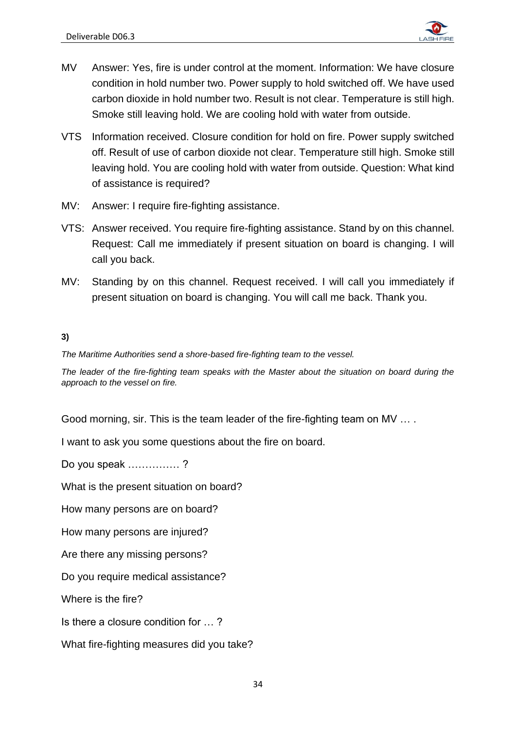MV Answer: Yes, fire is under control at the moment. Information: We have closure condition in hold number two. Power supply to hold switched off. We have used carbon dioxide in hold number two. Result is not clear. Temperature is still high. Smoke still leaving hold. We are cooling hold with water from outside.

VTS Information received. Closure condition for hold on fire. Power supply switched off. Result of use of carbon dioxide not clear. Temperature still high. Smoke still leaving hold. You are cooling hold with water from outside. Question: What kind of assistance is required?

MV: Answer: I require fire-fighting assistance.

VTS: Answer received. You require fire-fighting assistance. Stand by on this channel. Request: Call me immediately if present situation on board is changing. I will call you back.

MV: Standing by on this channel. Request received. I will call you immediately if present situation on board is changing. You will call me back. Thank you.

**3)**

*The Maritime Authorities send a shore-based fire-fighting team to the vessel.*

*The leader of the fire-fighting team speaks with the Master about the situation on board during the approach to the vessel on fire.*

Good morning, sir. This is the team leader of the fire-fighting team on MV … .

I want to ask you some questions about the fire on board.

Do you speak …………… ?

What is the present situation on board?

How many persons are on board?

How many persons are injured?

Are there any missing persons?

Do you require medical assistance?

Where is the fire?

Is there a closure condition for … ?

What fire-fighting measures did you take?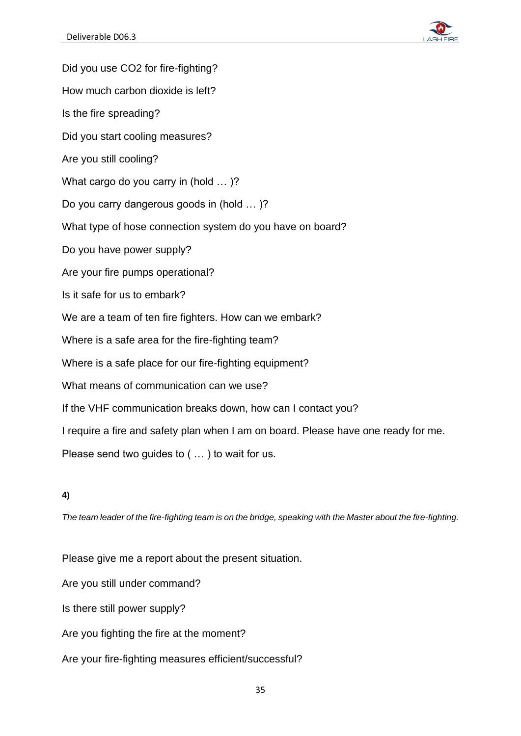Did you use CO2 for fire-fighting?

How much carbon dioxide is left?

Is the fire spreading?

Did you start cooling measures?

Are you still cooling?

What cargo do you carry in (hold … )?

Do you carry dangerous goods in (hold … )?

What type of hose connection system do you have on board?

Do you have power supply?

Are your fire pumps operational?

Is it safe for us to embark?

We are a team of ten fire fighters. How can we embark?

Where is a safe area for the fire-fighting team?

Where is a safe place for our fire-fighting equipment?

What means of communication can we use?

If the VHF communication breaks down, how can I contact you?

I require a fire and safety plan when I am on board. Please have one ready for me.

Please send two guides to ( … ) to wait for us.

**4)**

*The team leader of the fire-fighting team is on the bridge, speaking with the Master about the fire-fighting.*

Please give me a report about the present situation.

Are you still under command?

Is there still power supply?

Are you fighting the fire at the moment?

Are your fire-fighting measures efficient/successful?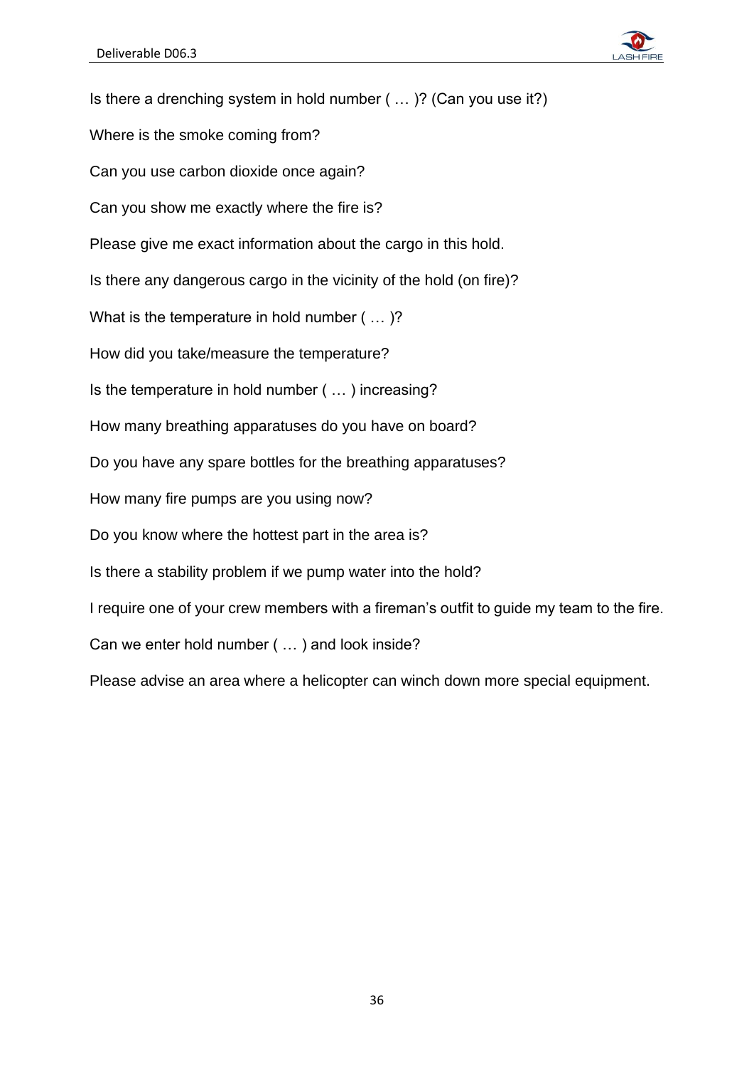Is there a drenching system in hold number ( … )? (Can you use it?)

Where is the smoke coming from?

Can you use carbon dioxide once again?

Can you show me exactly where the fire is?

Please give me exact information about the cargo in this hold.

Is there any dangerous cargo in the vicinity of the hold (on fire)?

What is the temperature in hold number ( … )?

How did you take/measure the temperature?

Is the temperature in hold number ( … ) increasing?

How many breathing apparatuses do you have on board?

Do you have any spare bottles for the breathing apparatuses?

How many fire pumps are you using now?

Do you know where the hottest part in the area is?

Is there a stability problem if we pump water into the hold?

I require one of your crew members with a fireman's outfit to guide my team to the fire.

Can we enter hold number ( … ) and look inside?

Please advise an area where a helicopter can winch down more special equipment.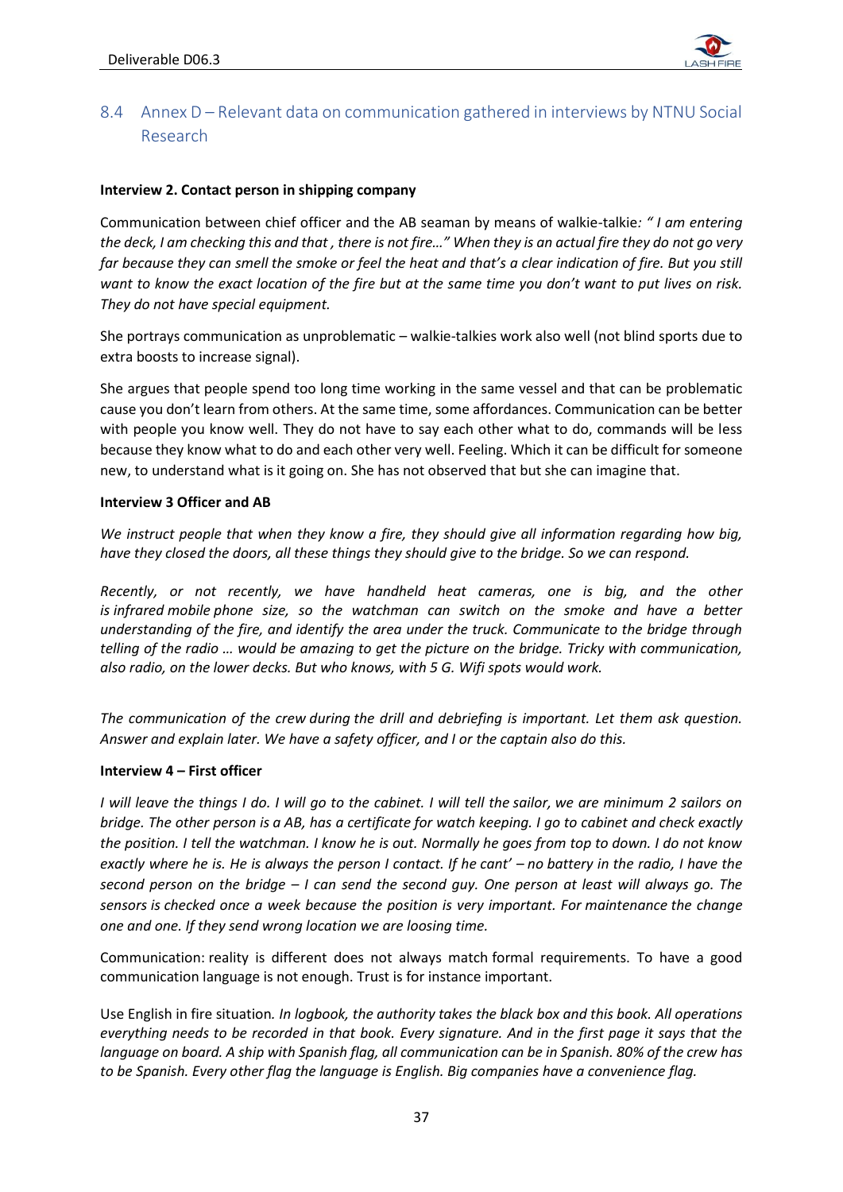## 8.4 Annex D – Relevant data on communication gathered in interviews by NTNU Social Research

**Interview 2. Contact person in shipping company**

Communication between chief officer and the AB seaman by means of walkie-talkie*: " I am entering the deck, I am checking this and that , there is not fire…" When they is an actual fire they do not go very far because they can smell the smoke or feel the heat and that's a clear indication of fire. But you still want to know the exact location of the fire but at the same time you don't want to put lives on risk. They do not have special equipment.*

She portrays communication as unproblematic – walkie-talkies work also well (not blind sports due to extra boosts to increase signal).

She argues that people spend too long time working in the same vessel and that can be problematic cause you don't learn from others. At the same time, some affordances. Communication can be better with people you know well. They do not have to say each other what to do, commands will be less because they know what to do and each other very well. Feeling. Which it can be difficult for someone new, to understand what is it going on. She has not observed that but she can imagine that.

**Interview 3 Officer and AB**

*We instruct people that when they know a fire, they should give all information regarding how big, have they closed the doors, all these things they should give to the bridge. So we can respond.*

*Recently, or not recently, we have handheld heat cameras, one is big, and the other is infrared mobile phone size, so the watchman can switch on the smoke and have a better understanding of the fire, and identify the area under the truck. Communicate to the bridge through telling of the radio … would be amazing to get the picture on the bridge. Tricky with communication, also radio, on the lower decks. But who knows, with 5 G. Wifi spots would work.*

*The communication of the crew during the drill and debriefing is important. Let them ask question. Answer and explain later. We have a safety officer, and I or the captain also do this.*

**Interview 4 – First officer**

*I will leave the things I do. I will go to the cabinet. I will tell the sailor, we are minimum 2 sailors on bridge. The other person is a AB, has a certificate for watch keeping. I go to cabinet and check exactly the position. I tell the watchman. I know he is out. Normally he goes from top to down. I do not know exactly where he is. He is always the person I contact. If he cant' – no battery in the radio, I have the second person on the bridge – I can send the second guy. One person at least will always go. The sensors is checked once a week because the position is very important. For maintenance the change one and one. If they send wrong location we are loosing time.*

Communication: reality is different does not always match formal requirements. To have a good communication language is not enough. Trust is for instance important.

Use English in fire situation*. In logbook, the authority takes the black box and this book. All operations everything needs to be recorded in that book. Every signature. And in the first page it says that the language on board. A ship with Spanish flag, all communication can be in Spanish. 80% of the crew has to be Spanish. Every other flag the language is English. Big companies have a convenience flag.*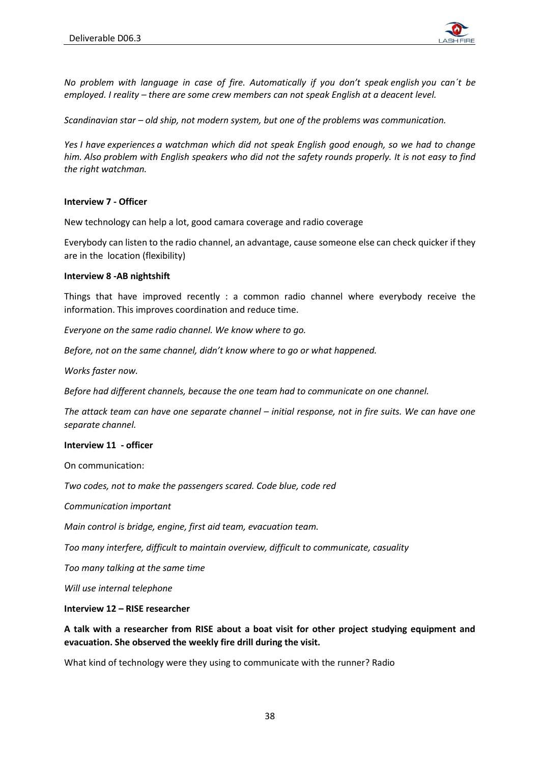*No problem with language in case of fire. Automatically if you don't speak english you can´t be employed. I reality – there are some crew members can not speak English at a deacent level.*

*Scandinavian star – old ship, not modern system, but one of the problems was communication.*

*Yes I have experiences a watchman which did not speak English good enough, so we had to change him. Also problem with English speakers who did not the safety rounds properly. It is not easy to find the right watchman.*

**Interview 7 - Officer**

New technology can help a lot, good camara coverage and radio coverage

Everybody can listen to the radio channel, an advantage, cause someone else can check quicker if they are in the location (flexibility)

**Interview 8 -AB nightshift**

Things that have improved recently : a common radio channel where everybody receive the information. This improves coordination and reduce time.

*Everyone on the same radio channel. We know where to go.*

*Before, not on the same channel, didn't know where to go or what happened.*

*Works faster now.*

*Before had different channels, because the one team had to communicate on one channel.*

*The attack team can have one separate channel – initial response, not in fire suits. We can have one separate channel.*

**Interview 11 - officer**

On communication:

*Two codes, not to make the passengers scared. Code blue, code red*

*Communication important*

*Main control is bridge, engine, first aid team, evacuation team.*

*Too many interfere, difficult to maintain overview, difficult to communicate, casuality*

*Too many talking at the same time*

*Will use internal telephone*

**Interview 12 – RISE researcher**

**A talk with a researcher from RISE about a boat visit for other project studying equipment and evacuation. She observed the weekly fire drill during the visit.**

What kind of technology were they using to communicate with the runner? Radio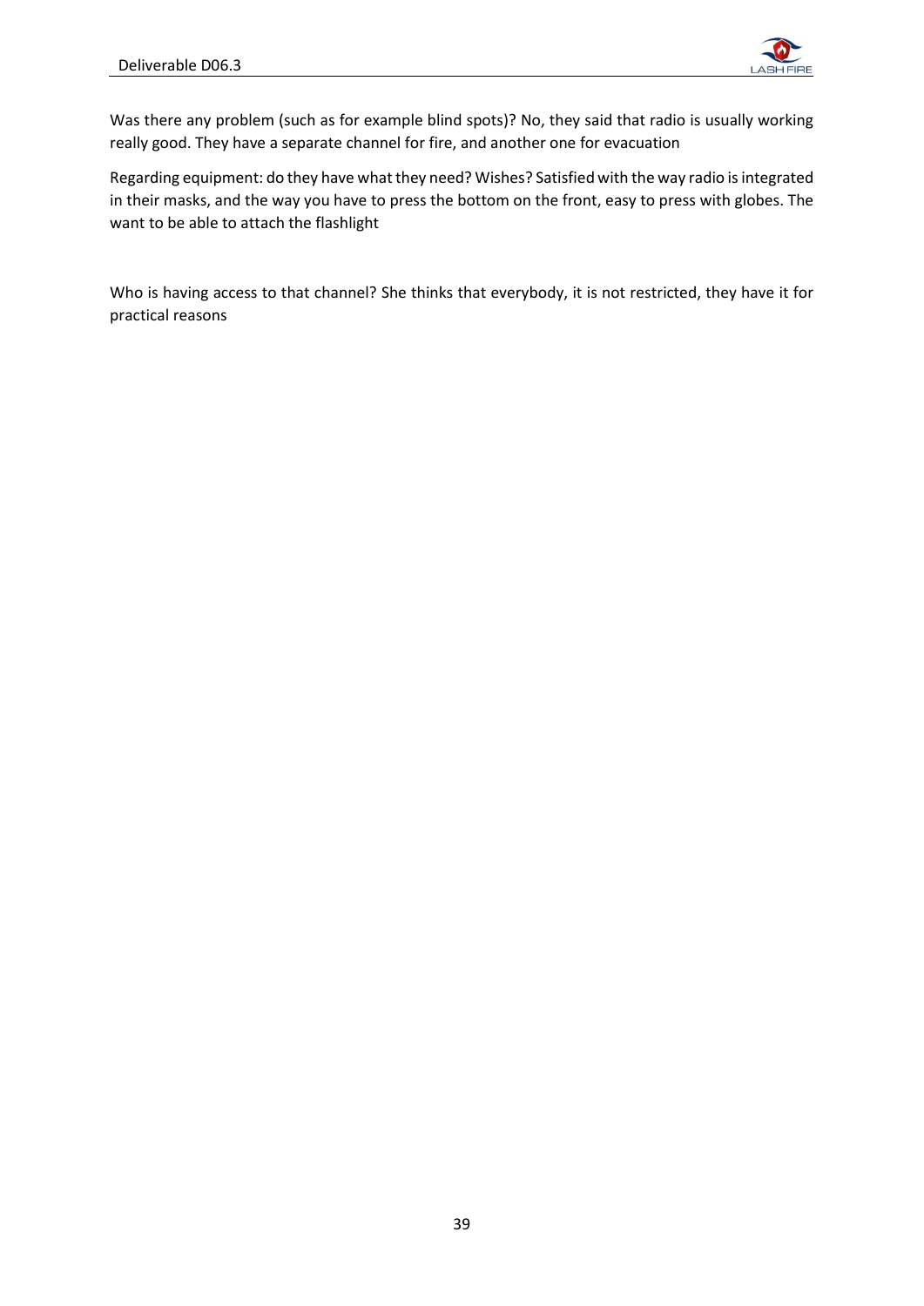Was there any problem (such as for example blind spots)? No, they said that radio is usually working really good. They have a separate channel for fire, and another one for evacuation

Regarding equipment: do they have what they need? Wishes? Satisfied with the way radio is integrated in their masks, and the way you have to press the bottom on the front, easy to press with globes. The want to be able to attach the flashlight

Who is having access to that channel? She thinks that everybody, it is not restricted, they have it for practical reasons